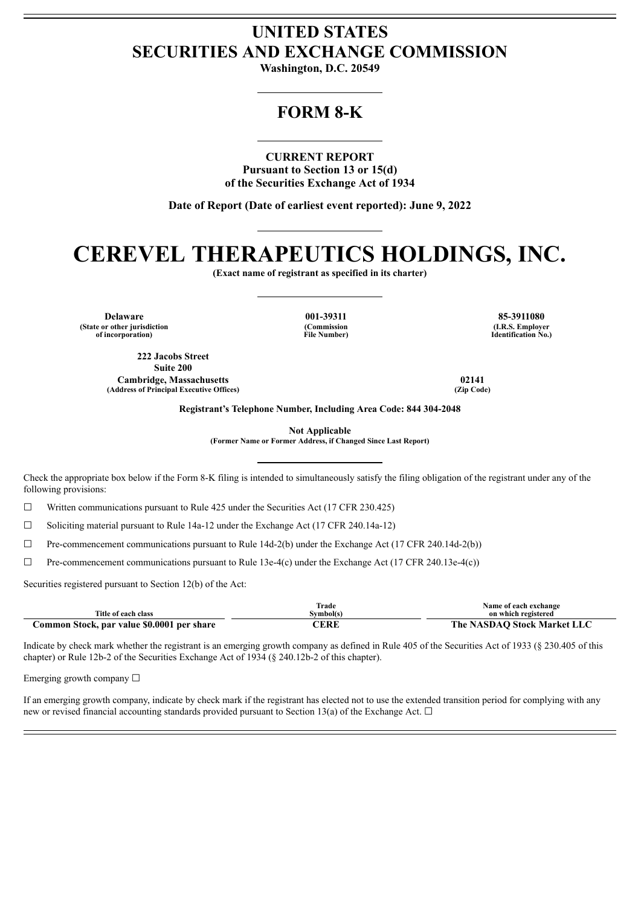# UNITED STATES
# SECURITIES AND EXCHANGE COMMISSION

**Washington, D.C. 20549**

## FORM 8-K

**CURRENT REPORT**
**Pursuant to Section 13 or 15(d)**
**of the Securities Exchange Act of 1934**

**Date of Report (Date of earliest event reported): June 9, 2022**

# CEREVEL THERAPEUTICS HOLDINGS, INC.

**(Exact name of registrant as specified in its charter)**

| Delaware | 001-39311 | 85-3911080 |
|---|---|---|
| (State or other jurisdiction of incorporation) | (Commission File Number) | (I.R.S. Employer Identification No.) |

| 222 Jacobs Street Suite 200 Cambridge, Massachusetts | 02141 |
|---|---|
| (Address of Principal Executive Offices) | (Zip Code) |

**Registrant's Telephone Number, Including Area Code: 844 304-2048**

**Not Applicable**
**(Former Name or Former Address, if Changed Since Last Report)**

Check the appropriate box below if the Form 8-K filing is intended to simultaneously satisfy the filing obligation of the registrant under any of the following provisions:

☐ Written communications pursuant to Rule 425 under the Securities Act (17 CFR 230.425)

☐ Soliciting material pursuant to Rule 14a-12 under the Exchange Act (17 CFR 240.14a-12)

☐ Pre-commencement communications pursuant to Rule 14d-2(b) under the Exchange Act (17 CFR 240.14d-2(b))

☐ Pre-commencement communications pursuant to Rule 13e-4(c) under the Exchange Act (17 CFR 240.13e-4(c))

Securities registered pursuant to Section 12(b) of the Act:

| Title of each class | Trade Symbol(s) | Name of each exchange on which registered |
|---|---|---|
| Common Stock, par value $0.0001 per share | CERE | The NASDAQ Stock Market LLC |

Indicate by check mark whether the registrant is an emerging growth company as defined in Rule 405 of the Securities Act of 1933 (§ 230.405 of this chapter) or Rule 12b-2 of the Securities Exchange Act of 1934 (§ 240.12b-2 of this chapter).

Emerging growth company ☐

If an emerging growth company, indicate by check mark if the registrant has elected not to use the extended transition period for complying with any new or revised financial accounting standards provided pursuant to Section 13(a) of the Exchange Act. ☐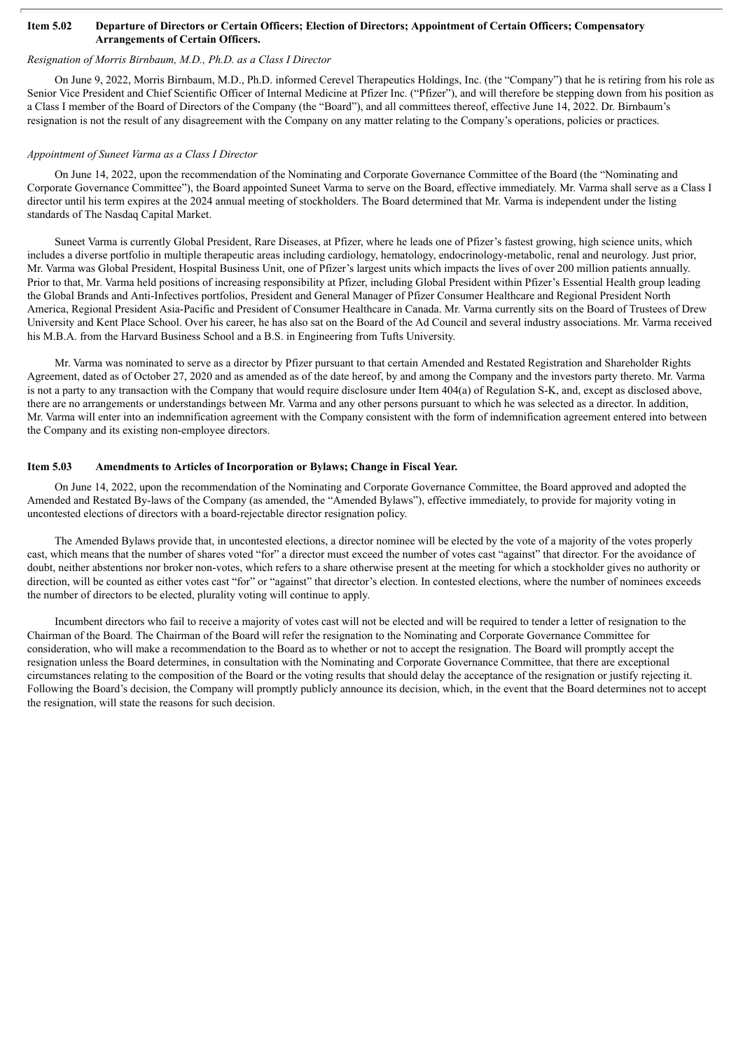**Item 5.02 Departure of Directors or Certain Officers; Election of Directors; Appointment of Certain Officers; Compensatory Arrangements of Certain Officers.**

*Resignation of Morris Birnbaum, M.D., Ph.D. as a Class I Director*

On June 9, 2022, Morris Birnbaum, M.D., Ph.D. informed Cerevel Therapeutics Holdings, Inc. (the "Company") that he is retiring from his role as Senior Vice President and Chief Scientific Officer of Internal Medicine at Pfizer Inc. ("Pfizer"), and will therefore be stepping down from his position as a Class I member of the Board of Directors of the Company (the "Board"), and all committees thereof, effective June 14, 2022. Dr. Birnbaum's resignation is not the result of any disagreement with the Company on any matter relating to the Company's operations, policies or practices.

*Appointment of Suneet Varma as a Class I Director*

On June 14, 2022, upon the recommendation of the Nominating and Corporate Governance Committee of the Board (the "Nominating and Corporate Governance Committee"), the Board appointed Suneet Varma to serve on the Board, effective immediately. Mr. Varma shall serve as a Class I director until his term expires at the 2024 annual meeting of stockholders. The Board determined that Mr. Varma is independent under the listing standards of The Nasdaq Capital Market.

Suneet Varma is currently Global President, Rare Diseases, at Pfizer, where he leads one of Pfizer's fastest growing, high science units, which includes a diverse portfolio in multiple therapeutic areas including cardiology, hematology, endocrinology-metabolic, renal and neurology. Just prior, Mr. Varma was Global President, Hospital Business Unit, one of Pfizer's largest units which impacts the lives of over 200 million patients annually. Prior to that, Mr. Varma held positions of increasing responsibility at Pfizer, including Global President within Pfizer's Essential Health group leading the Global Brands and Anti-Infectives portfolios, President and General Manager of Pfizer Consumer Healthcare and Regional President North America, Regional President Asia-Pacific and President of Consumer Healthcare in Canada. Mr. Varma currently sits on the Board of Trustees of Drew University and Kent Place School. Over his career, he has also sat on the Board of the Ad Council and several industry associations. Mr. Varma received his M.B.A. from the Harvard Business School and a B.S. in Engineering from Tufts University.

Mr. Varma was nominated to serve as a director by Pfizer pursuant to that certain Amended and Restated Registration and Shareholder Rights Agreement, dated as of October 27, 2020 and as amended as of the date hereof, by and among the Company and the investors party thereto. Mr. Varma is not a party to any transaction with the Company that would require disclosure under Item 404(a) of Regulation S-K, and, except as disclosed above, there are no arrangements or understandings between Mr. Varma and any other persons pursuant to which he was selected as a director. In addition, Mr. Varma will enter into an indemnification agreement with the Company consistent with the form of indemnification agreement entered into between the Company and its existing non-employee directors.

**Item 5.03 Amendments to Articles of Incorporation or Bylaws; Change in Fiscal Year.**

On June 14, 2022, upon the recommendation of the Nominating and Corporate Governance Committee, the Board approved and adopted the Amended and Restated By-laws of the Company (as amended, the "Amended Bylaws"), effective immediately, to provide for majority voting in uncontested elections of directors with a board-rejectable director resignation policy.

The Amended Bylaws provide that, in uncontested elections, a director nominee will be elected by the vote of a majority of the votes properly cast, which means that the number of shares voted "for" a director must exceed the number of votes cast "against" that director. For the avoidance of doubt, neither abstentions nor broker non-votes, which refers to a share otherwise present at the meeting for which a stockholder gives no authority or direction, will be counted as either votes cast "for" or "against" that director's election. In contested elections, where the number of nominees exceeds the number of directors to be elected, plurality voting will continue to apply.

Incumbent directors who fail to receive a majority of votes cast will not be elected and will be required to tender a letter of resignation to the Chairman of the Board. The Chairman of the Board will refer the resignation to the Nominating and Corporate Governance Committee for consideration, who will make a recommendation to the Board as to whether or not to accept the resignation. The Board will promptly accept the resignation unless the Board determines, in consultation with the Nominating and Corporate Governance Committee, that there are exceptional circumstances relating to the composition of the Board or the voting results that should delay the acceptance of the resignation or justify rejecting it. Following the Board's decision, the Company will promptly publicly announce its decision, which, in the event that the Board determines not to accept the resignation, will state the reasons for such decision.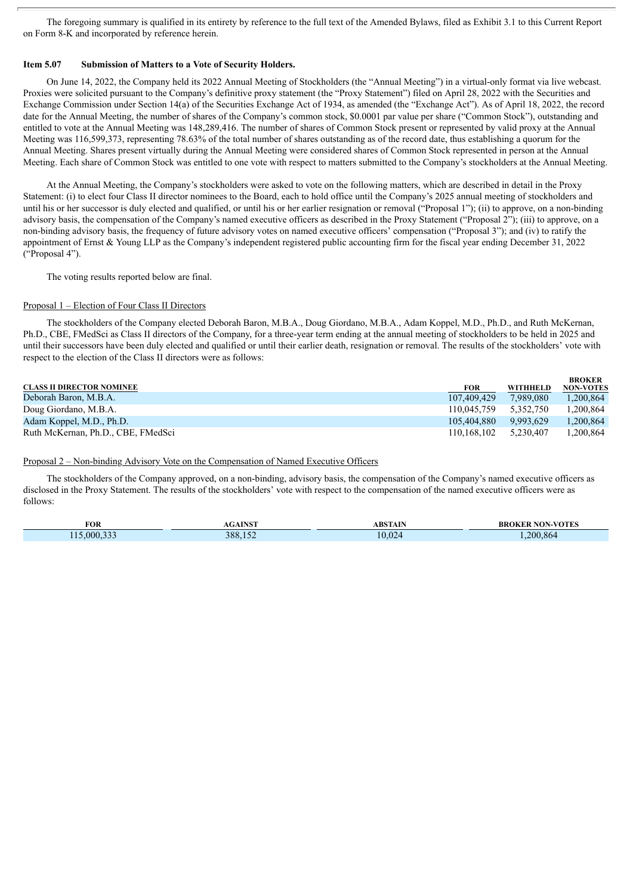The foregoing summary is qualified in its entirety by reference to the full text of the Amended Bylaws, filed as Exhibit 3.1 to this Current Report on Form 8-K and incorporated by reference herein.

**Item 5.07 Submission of Matters to a Vote of Security Holders.**

On June 14, 2022, the Company held its 2022 Annual Meeting of Stockholders (the "Annual Meeting") in a virtual-only format via live webcast. Proxies were solicited pursuant to the Company's definitive proxy statement (the "Proxy Statement") filed on April 28, 2022 with the Securities and Exchange Commission under Section 14(a) of the Securities Exchange Act of 1934, as amended (the "Exchange Act"). As of April 18, 2022, the record date for the Annual Meeting, the number of shares of the Company's common stock, $0.0001 par value per share ("Common Stock"), outstanding and entitled to vote at the Annual Meeting was 148,289,416. The number of shares of Common Stock present or represented by valid proxy at the Annual Meeting was 116,599,373, representing 78.63% of the total number of shares outstanding as of the record date, thus establishing a quorum for the Annual Meeting. Shares present virtually during the Annual Meeting were considered shares of Common Stock represented in person at the Annual Meeting. Each share of Common Stock was entitled to one vote with respect to matters submitted to the Company's stockholders at the Annual Meeting.

At the Annual Meeting, the Company's stockholders were asked to vote on the following matters, which are described in detail in the Proxy Statement: (i) to elect four Class II director nominees to the Board, each to hold office until the Company's 2025 annual meeting of stockholders and until his or her successor is duly elected and qualified, or until his or her earlier resignation or removal ("Proposal 1"); (ii) to approve, on a non-binding advisory basis, the compensation of the Company's named executive officers as described in the Proxy Statement ("Proposal 2"); (iii) to approve, on a non-binding advisory basis, the frequency of future advisory votes on named executive officers' compensation ("Proposal 3"); and (iv) to ratify the appointment of Ernst & Young LLP as the Company's independent registered public accounting firm for the fiscal year ending December 31, 2022 ("Proposal 4").

The voting results reported below are final.

Proposal 1 – Election of Four Class II Directors

The stockholders of the Company elected Deborah Baron, M.B.A., Doug Giordano, M.B.A., Adam Koppel, M.D., Ph.D., and Ruth McKernan, Ph.D., CBE, FMedSci as Class II directors of the Company, for a three-year term ending at the annual meeting of stockholders to be held in 2025 and until their successors have been duly elected and qualified or until their earlier death, resignation or removal. The results of the stockholders' vote with respect to the election of the Class II directors were as follows:

| CLASS II DIRECTOR NOMINEE | FOR | WITHHELD | BROKER NON-VOTES |
|---|---|---|---|
| Deborah Baron, M.B.A. | 107,409,429 | 7,989,080 | 1,200,864 |
| Doug Giordano, M.B.A. | 110,045,759 | 5,352,750 | 1,200,864 |
| Adam Koppel, M.D., Ph.D. | 105,404,880 | 9,993,629 | 1,200,864 |
| Ruth McKernan, Ph.D., CBE, FMedSci | 110,168,102 | 5,230,407 | 1,200,864 |

Proposal 2 – Non-binding Advisory Vote on the Compensation of Named Executive Officers

The stockholders of the Company approved, on a non-binding, advisory basis, the compensation of the Company's named executive officers as disclosed in the Proxy Statement. The results of the stockholders' vote with respect to the compensation of the named executive officers were as follows:

| FOR | AGAINST | ABSTAIN | BROKER NON-VOTES |
|---|---|---|---|
| 115,000,333 | 388,152 | 10,024 | 1,200,864 |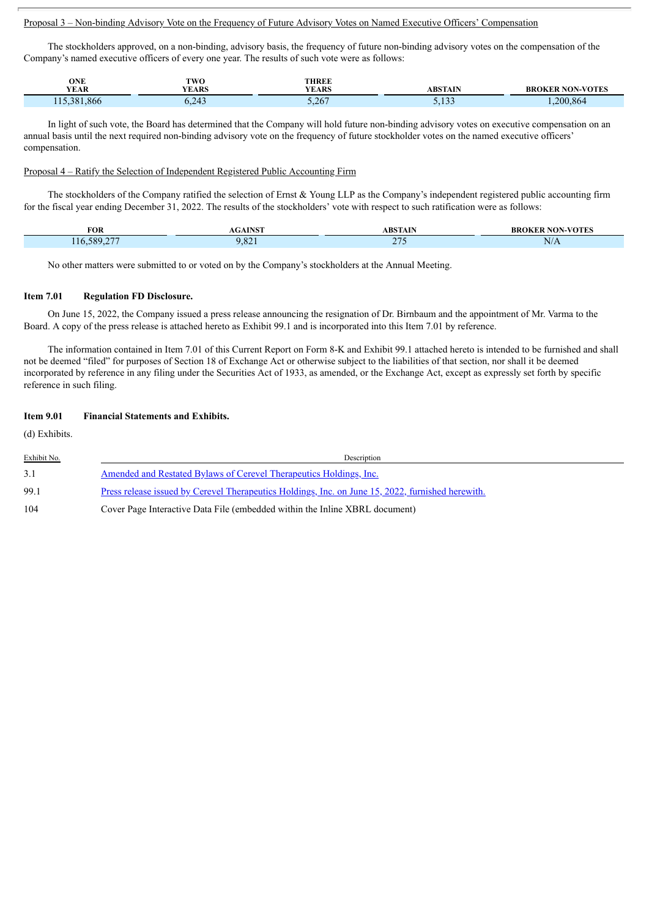Proposal 3 – Non-binding Advisory Vote on the Frequency of Future Advisory Votes on Named Executive Officers' Compensation

The stockholders approved, on a non-binding, advisory basis, the frequency of future non-binding advisory votes on the compensation of the Company's named executive officers of every one year. The results of such vote were as follows:

| ONE YEAR | TWO YEARS | THREE YEARS | ABSTAIN | BROKER NON-VOTES |
|---|---|---|---|---|
| 115,381,866 | 6,243 | 5,267 | 5,133 | 1,200,864 |

In light of such vote, the Board has determined that the Company will hold future non-binding advisory votes on executive compensation on an annual basis until the next required non-binding advisory vote on the frequency of future stockholder votes on the named executive officers' compensation.

Proposal 4 – Ratify the Selection of Independent Registered Public Accounting Firm

The stockholders of the Company ratified the selection of Ernst & Young LLP as the Company's independent registered public accounting firm for the fiscal year ending December 31, 2022. The results of the stockholders' vote with respect to such ratification were as follows:

| FOR | AGAINST | ABSTAIN | BROKER NON-VOTES |
|---|---|---|---|
| 116,589,277 | 9,821 | 275 | N/A |

No other matters were submitted to or voted on by the Company's stockholders at the Annual Meeting.

**Item 7.01 Regulation FD Disclosure.**

On June 15, 2022, the Company issued a press release announcing the resignation of Dr. Birnbaum and the appointment of Mr. Varma to the Board. A copy of the press release is attached hereto as Exhibit 99.1 and is incorporated into this Item 7.01 by reference.

The information contained in Item 7.01 of this Current Report on Form 8-K and Exhibit 99.1 attached hereto is intended to be furnished and shall not be deemed "filed" for purposes of Section 18 of Exchange Act or otherwise subject to the liabilities of that section, nor shall it be deemed incorporated by reference in any filing under the Securities Act of 1933, as amended, or the Exchange Act, except as expressly set forth by specific reference in such filing.

**Item 9.01 Financial Statements and Exhibits.**

(d) Exhibits.

| Exhibit No. | Description |
|---|---|
| 3.1 | Amended and Restated Bylaws of Cerevel Therapeutics Holdings, Inc. |
| 99.1 | Press release issued by Cerevel Therapeutics Holdings, Inc. on June 15, 2022, furnished herewith. |
| 104 | Cover Page Interactive Data File (embedded within the Inline XBRL document) |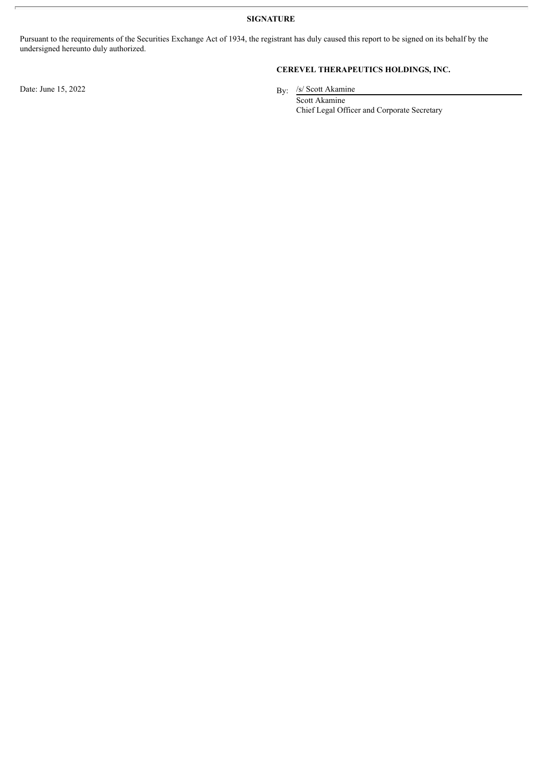**SIGNATURE**

Pursuant to the requirements of the Securities Exchange Act of 1934, the registrant has duly caused this report to be signed on its behalf by the undersigned hereunto duly authorized.

**CEREVEL THERAPEUTICS HOLDINGS, INC.**

Date: June 15, 2022

By: /s/ Scott Akamine

Scott Akamine

Chief Legal Officer and Corporate Secretary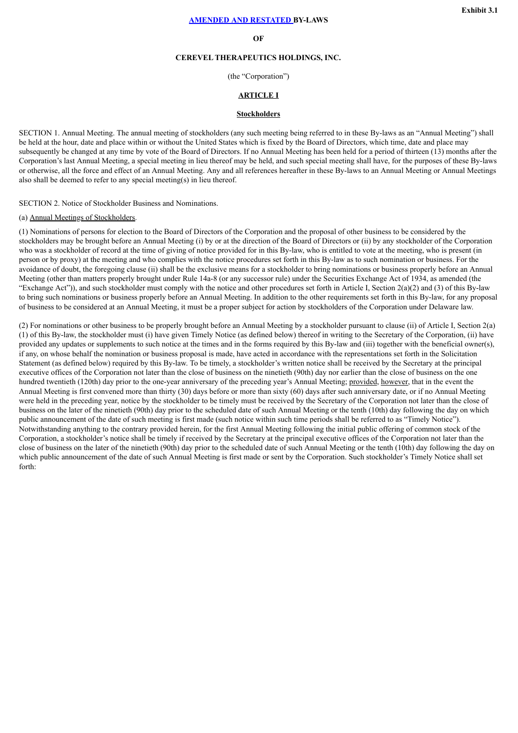**Exhibit 3.1**

# AMENDED AND RESTATED BY-LAWS

**OF**

**CEREVEL THERAPEUTICS HOLDINGS, INC.**

(the "Corporation")

## ARTICLE I

## Stockholders

SECTION 1. Annual Meeting. The annual meeting of stockholders (any such meeting being referred to in these By-laws as an "Annual Meeting") shall be held at the hour, date and place within or without the United States which is fixed by the Board of Directors, which time, date and place may subsequently be changed at any time by vote of the Board of Directors. If no Annual Meeting has been held for a period of thirteen (13) months after the Corporation's last Annual Meeting, a special meeting in lieu thereof may be held, and such special meeting shall have, for the purposes of these By-laws or otherwise, all the force and effect of an Annual Meeting. Any and all references hereafter in these By-laws to an Annual Meeting or Annual Meetings also shall be deemed to refer to any special meeting(s) in lieu thereof.

SECTION 2. Notice of Stockholder Business and Nominations.

(a) Annual Meetings of Stockholders.

(1) Nominations of persons for election to the Board of Directors of the Corporation and the proposal of other business to be considered by the stockholders may be brought before an Annual Meeting (i) by or at the direction of the Board of Directors or (ii) by any stockholder of the Corporation who was a stockholder of record at the time of giving of notice provided for in this By-law, who is entitled to vote at the meeting, who is present (in person or by proxy) at the meeting and who complies with the notice procedures set forth in this By-law as to such nomination or business. For the avoidance of doubt, the foregoing clause (ii) shall be the exclusive means for a stockholder to bring nominations or business properly before an Annual Meeting (other than matters properly brought under Rule 14a-8 (or any successor rule) under the Securities Exchange Act of 1934, as amended (the "Exchange Act")), and such stockholder must comply with the notice and other procedures set forth in Article I, Section 2(a)(2) and (3) of this By-law to bring such nominations or business properly before an Annual Meeting. In addition to the other requirements set forth in this By-law, for any proposal of business to be considered at an Annual Meeting, it must be a proper subject for action by stockholders of the Corporation under Delaware law.

(2) For nominations or other business to be properly brought before an Annual Meeting by a stockholder pursuant to clause (ii) of Article I, Section 2(a)(1) of this By-law, the stockholder must (i) have given Timely Notice (as defined below) thereof in writing to the Secretary of the Corporation, (ii) have provided any updates or supplements to such notice at the times and in the forms required by this By-law and (iii) together with the beneficial owner(s), if any, on whose behalf the nomination or business proposal is made, have acted in accordance with the representations set forth in the Solicitation Statement (as defined below) required by this By-law. To be timely, a stockholder's written notice shall be received by the Secretary at the principal executive offices of the Corporation not later than the close of business on the ninetieth (90th) day nor earlier than the close of business on the one hundred twentieth (120th) day prior to the one-year anniversary of the preceding year's Annual Meeting; provided, however, that in the event the Annual Meeting is first convened more than thirty (30) days before or more than sixty (60) days after such anniversary date, or if no Annual Meeting were held in the preceding year, notice by the stockholder to be timely must be received by the Secretary of the Corporation not later than the close of business on the later of the ninetieth (90th) day prior to the scheduled date of such Annual Meeting or the tenth (10th) day following the day on which public announcement of the date of such meeting is first made (such notice within such time periods shall be referred to as "Timely Notice"). Notwithstanding anything to the contrary provided herein, for the first Annual Meeting following the initial public offering of common stock of the Corporation, a stockholder's notice shall be timely if received by the Secretary at the principal executive offices of the Corporation not later than the close of business on the later of the ninetieth (90th) day prior to the scheduled date of such Annual Meeting or the tenth (10th) day following the day on which public announcement of the date of such Annual Meeting is first made or sent by the Corporation. Such stockholder's Timely Notice shall set forth: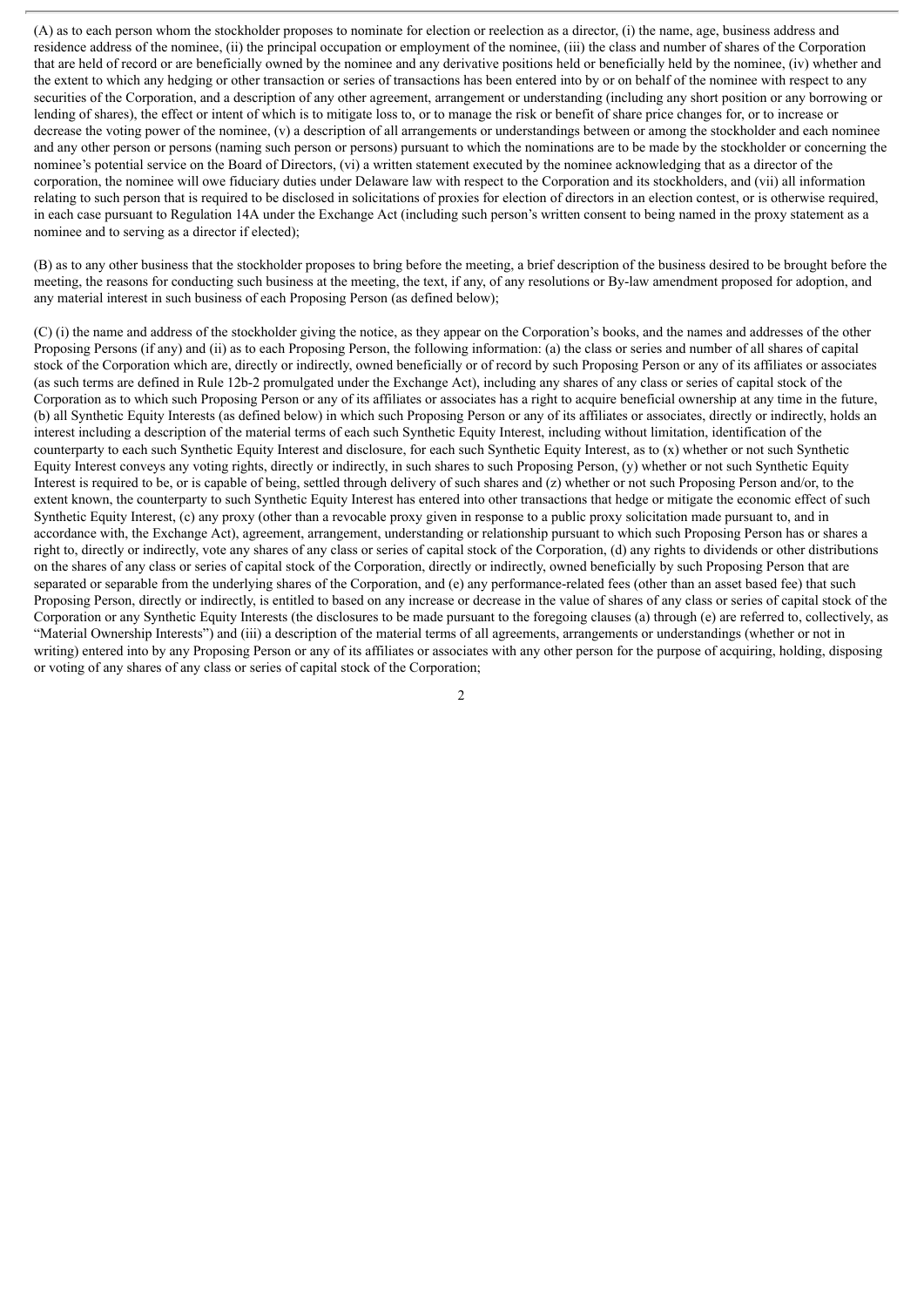(A) as to each person whom the stockholder proposes to nominate for election or reelection as a director, (i) the name, age, business address and residence address of the nominee, (ii) the principal occupation or employment of the nominee, (iii) the class and number of shares of the Corporation that are held of record or are beneficially owned by the nominee and any derivative positions held or beneficially held by the nominee, (iv) whether and the extent to which any hedging or other transaction or series of transactions has been entered into by or on behalf of the nominee with respect to any securities of the Corporation, and a description of any other agreement, arrangement or understanding (including any short position or any borrowing or lending of shares), the effect or intent of which is to mitigate loss to, or to manage the risk or benefit of share price changes for, or to increase or decrease the voting power of the nominee, (v) a description of all arrangements or understandings between or among the stockholder and each nominee and any other person or persons (naming such person or persons) pursuant to which the nominations are to be made by the stockholder or concerning the nominee's potential service on the Board of Directors, (vi) a written statement executed by the nominee acknowledging that as a director of the corporation, the nominee will owe fiduciary duties under Delaware law with respect to the Corporation and its stockholders, and (vii) all information relating to such person that is required to be disclosed in solicitations of proxies for election of directors in an election contest, or is otherwise required, in each case pursuant to Regulation 14A under the Exchange Act (including such person's written consent to being named in the proxy statement as a nominee and to serving as a director if elected);

(B) as to any other business that the stockholder proposes to bring before the meeting, a brief description of the business desired to be brought before the meeting, the reasons for conducting such business at the meeting, the text, if any, of any resolutions or By-law amendment proposed for adoption, and any material interest in such business of each Proposing Person (as defined below);

(C) (i) the name and address of the stockholder giving the notice, as they appear on the Corporation's books, and the names and addresses of the other Proposing Persons (if any) and (ii) as to each Proposing Person, the following information: (a) the class or series and number of all shares of capital stock of the Corporation which are, directly or indirectly, owned beneficially or of record by such Proposing Person or any of its affiliates or associates (as such terms are defined in Rule 12b-2 promulgated under the Exchange Act), including any shares of any class or series of capital stock of the Corporation as to which such Proposing Person or any of its affiliates or associates has a right to acquire beneficial ownership at any time in the future, (b) all Synthetic Equity Interests (as defined below) in which such Proposing Person or any of its affiliates or associates, directly or indirectly, holds an interest including a description of the material terms of each such Synthetic Equity Interest, including without limitation, identification of the counterparty to each such Synthetic Equity Interest and disclosure, for each such Synthetic Equity Interest, as to (x) whether or not such Synthetic Equity Interest conveys any voting rights, directly or indirectly, in such shares to such Proposing Person, (y) whether or not such Synthetic Equity Interest is required to be, or is capable of being, settled through delivery of such shares and (z) whether or not such Proposing Person and/or, to the extent known, the counterparty to such Synthetic Equity Interest has entered into other transactions that hedge or mitigate the economic effect of such Synthetic Equity Interest, (c) any proxy (other than a revocable proxy given in response to a public proxy solicitation made pursuant to, and in accordance with, the Exchange Act), agreement, arrangement, understanding or relationship pursuant to which such Proposing Person has or shares a right to, directly or indirectly, vote any shares of any class or series of capital stock of the Corporation, (d) any rights to dividends or other distributions on the shares of any class or series of capital stock of the Corporation, directly or indirectly, owned beneficially by such Proposing Person that are separated or separable from the underlying shares of the Corporation, and (e) any performance-related fees (other than an asset based fee) that such Proposing Person, directly or indirectly, is entitled to based on any increase or decrease in the value of shares of any class or series of capital stock of the Corporation or any Synthetic Equity Interests (the disclosures to be made pursuant to the foregoing clauses (a) through (e) are referred to, collectively, as "Material Ownership Interests") and (iii) a description of the material terms of all agreements, arrangements or understandings (whether or not in writing) entered into by any Proposing Person or any of its affiliates or associates with any other person for the purpose of acquiring, holding, disposing or voting of any shares of any class or series of capital stock of the Corporation;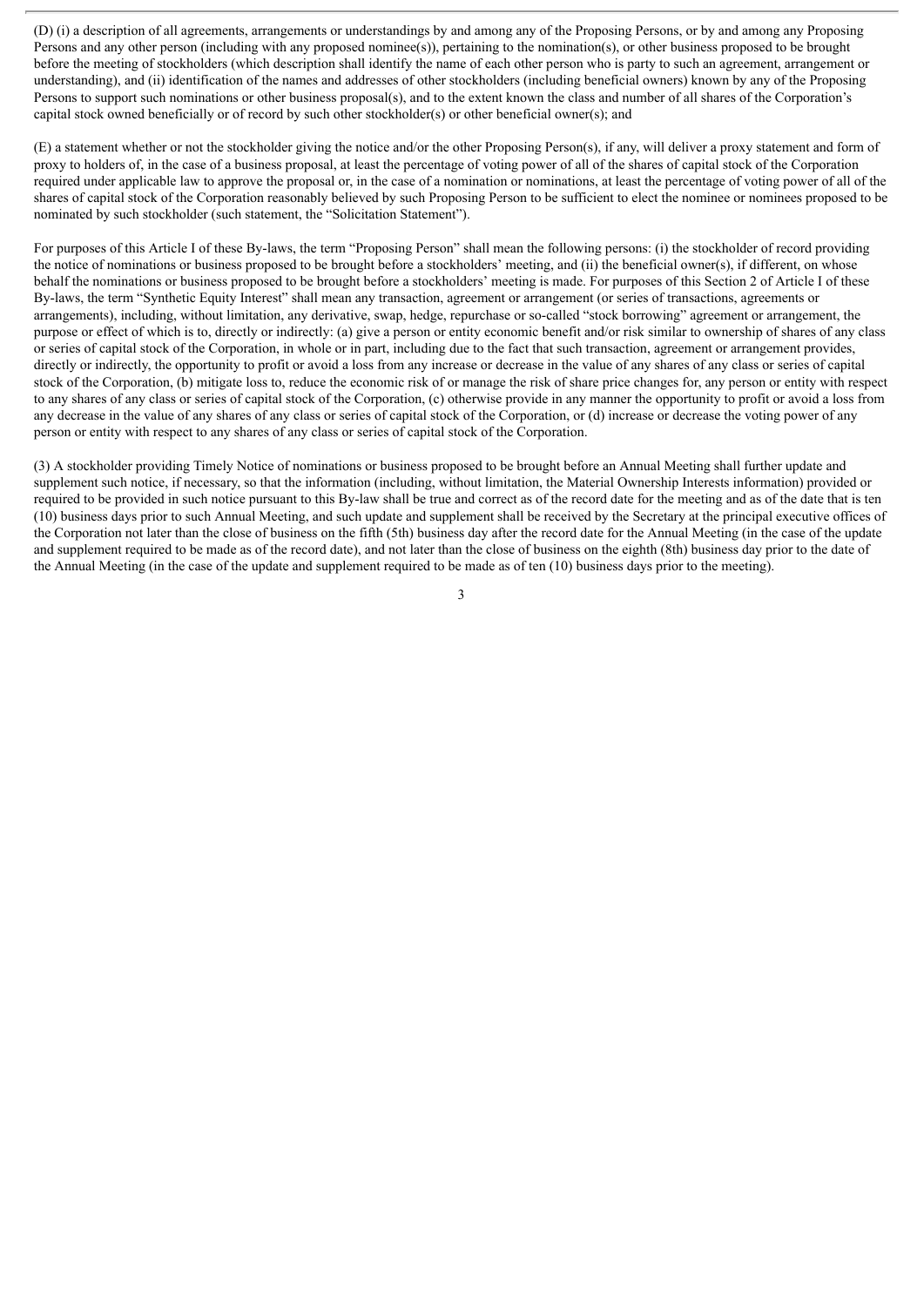(D) (i) a description of all agreements, arrangements or understandings by and among any of the Proposing Persons, or by and among any Proposing Persons and any other person (including with any proposed nominee(s)), pertaining to the nomination(s), or other business proposed to be brought before the meeting of stockholders (which description shall identify the name of each other person who is party to such an agreement, arrangement or understanding), and (ii) identification of the names and addresses of other stockholders (including beneficial owners) known by any of the Proposing Persons to support such nominations or other business proposal(s), and to the extent known the class and number of all shares of the Corporation's capital stock owned beneficially or of record by such other stockholder(s) or other beneficial owner(s); and

(E) a statement whether or not the stockholder giving the notice and/or the other Proposing Person(s), if any, will deliver a proxy statement and form of proxy to holders of, in the case of a business proposal, at least the percentage of voting power of all of the shares of capital stock of the Corporation required under applicable law to approve the proposal or, in the case of a nomination or nominations, at least the percentage of voting power of all of the shares of capital stock of the Corporation reasonably believed by such Proposing Person to be sufficient to elect the nominee or nominees proposed to be nominated by such stockholder (such statement, the "Solicitation Statement").

For purposes of this Article I of these By-laws, the term "Proposing Person" shall mean the following persons: (i) the stockholder of record providing the notice of nominations or business proposed to be brought before a stockholders' meeting, and (ii) the beneficial owner(s), if different, on whose behalf the nominations or business proposed to be brought before a stockholders' meeting is made. For purposes of this Section 2 of Article I of these By-laws, the term "Synthetic Equity Interest" shall mean any transaction, agreement or arrangement (or series of transactions, agreements or arrangements), including, without limitation, any derivative, swap, hedge, repurchase or so-called "stock borrowing" agreement or arrangement, the purpose or effect of which is to, directly or indirectly: (a) give a person or entity economic benefit and/or risk similar to ownership of shares of any class or series of capital stock of the Corporation, in whole or in part, including due to the fact that such transaction, agreement or arrangement provides, directly or indirectly, the opportunity to profit or avoid a loss from any increase or decrease in the value of any shares of any class or series of capital stock of the Corporation, (b) mitigate loss to, reduce the economic risk of or manage the risk of share price changes for, any person or entity with respect to any shares of any class or series of capital stock of the Corporation, (c) otherwise provide in any manner the opportunity to profit or avoid a loss from any decrease in the value of any shares of any class or series of capital stock of the Corporation, or (d) increase or decrease the voting power of any person or entity with respect to any shares of any class or series of capital stock of the Corporation.

(3) A stockholder providing Timely Notice of nominations or business proposed to be brought before an Annual Meeting shall further update and supplement such notice, if necessary, so that the information (including, without limitation, the Material Ownership Interests information) provided or required to be provided in such notice pursuant to this By-law shall be true and correct as of the record date for the meeting and as of the date that is ten (10) business days prior to such Annual Meeting, and such update and supplement shall be received by the Secretary at the principal executive offices of the Corporation not later than the close of business on the fifth (5th) business day after the record date for the Annual Meeting (in the case of the update and supplement required to be made as of the record date), and not later than the close of business on the eighth (8th) business day prior to the date of the Annual Meeting (in the case of the update and supplement required to be made as of ten (10) business days prior to the meeting).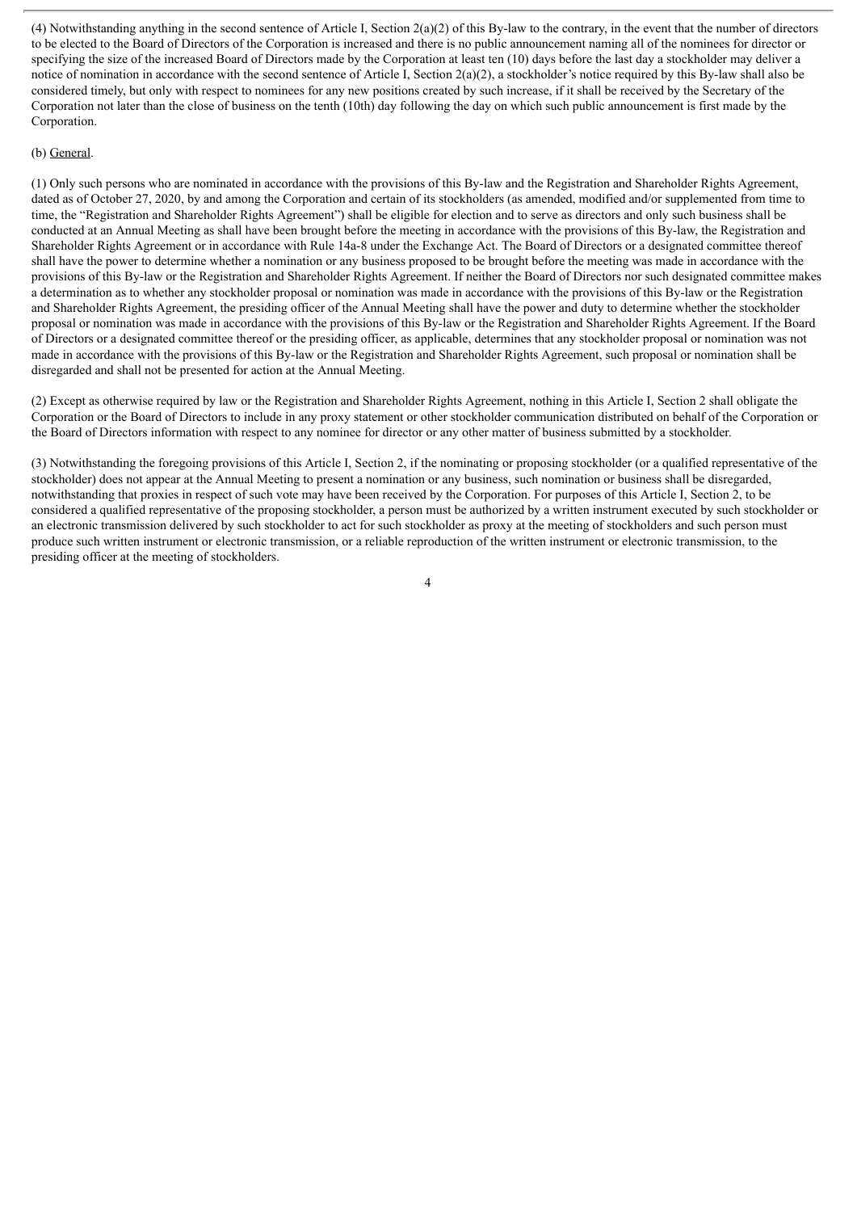(4) Notwithstanding anything in the second sentence of Article I, Section 2(a)(2) of this By-law to the contrary, in the event that the number of directors to be elected to the Board of Directors of the Corporation is increased and there is no public announcement naming all of the nominees for director or specifying the size of the increased Board of Directors made by the Corporation at least ten (10) days before the last day a stockholder may deliver a notice of nomination in accordance with the second sentence of Article I, Section 2(a)(2), a stockholder's notice required by this By-law shall also be considered timely, but only with respect to nominees for any new positions created by such increase, if it shall be received by the Secretary of the Corporation not later than the close of business on the tenth (10th) day following the day on which such public announcement is first made by the Corporation.

(b) General.

(1) Only such persons who are nominated in accordance with the provisions of this By-law and the Registration and Shareholder Rights Agreement, dated as of October 27, 2020, by and among the Corporation and certain of its stockholders (as amended, modified and/or supplemented from time to time, the "Registration and Shareholder Rights Agreement") shall be eligible for election and to serve as directors and only such business shall be conducted at an Annual Meeting as shall have been brought before the meeting in accordance with the provisions of this By-law, the Registration and Shareholder Rights Agreement or in accordance with Rule 14a-8 under the Exchange Act. The Board of Directors or a designated committee thereof shall have the power to determine whether a nomination or any business proposed to be brought before the meeting was made in accordance with the provisions of this By-law or the Registration and Shareholder Rights Agreement. If neither the Board of Directors nor such designated committee makes a determination as to whether any stockholder proposal or nomination was made in accordance with the provisions of this By-law or the Registration and Shareholder Rights Agreement, the presiding officer of the Annual Meeting shall have the power and duty to determine whether the stockholder proposal or nomination was made in accordance with the provisions of this By-law or the Registration and Shareholder Rights Agreement. If the Board of Directors or a designated committee thereof or the presiding officer, as applicable, determines that any stockholder proposal or nomination was not made in accordance with the provisions of this By-law or the Registration and Shareholder Rights Agreement, such proposal or nomination shall be disregarded and shall not be presented for action at the Annual Meeting.

(2) Except as otherwise required by law or the Registration and Shareholder Rights Agreement, nothing in this Article I, Section 2 shall obligate the Corporation or the Board of Directors to include in any proxy statement or other stockholder communication distributed on behalf of the Corporation or the Board of Directors information with respect to any nominee for director or any other matter of business submitted by a stockholder.

(3) Notwithstanding the foregoing provisions of this Article I, Section 2, if the nominating or proposing stockholder (or a qualified representative of the stockholder) does not appear at the Annual Meeting to present a nomination or any business, such nomination or business shall be disregarded, notwithstanding that proxies in respect of such vote may have been received by the Corporation. For purposes of this Article I, Section 2, to be considered a qualified representative of the proposing stockholder, a person must be authorized by a written instrument executed by such stockholder or an electronic transmission delivered by such stockholder to act for such stockholder as proxy at the meeting of stockholders and such person must produce such written instrument or electronic transmission, or a reliable reproduction of the written instrument or electronic transmission, to the presiding officer at the meeting of stockholders.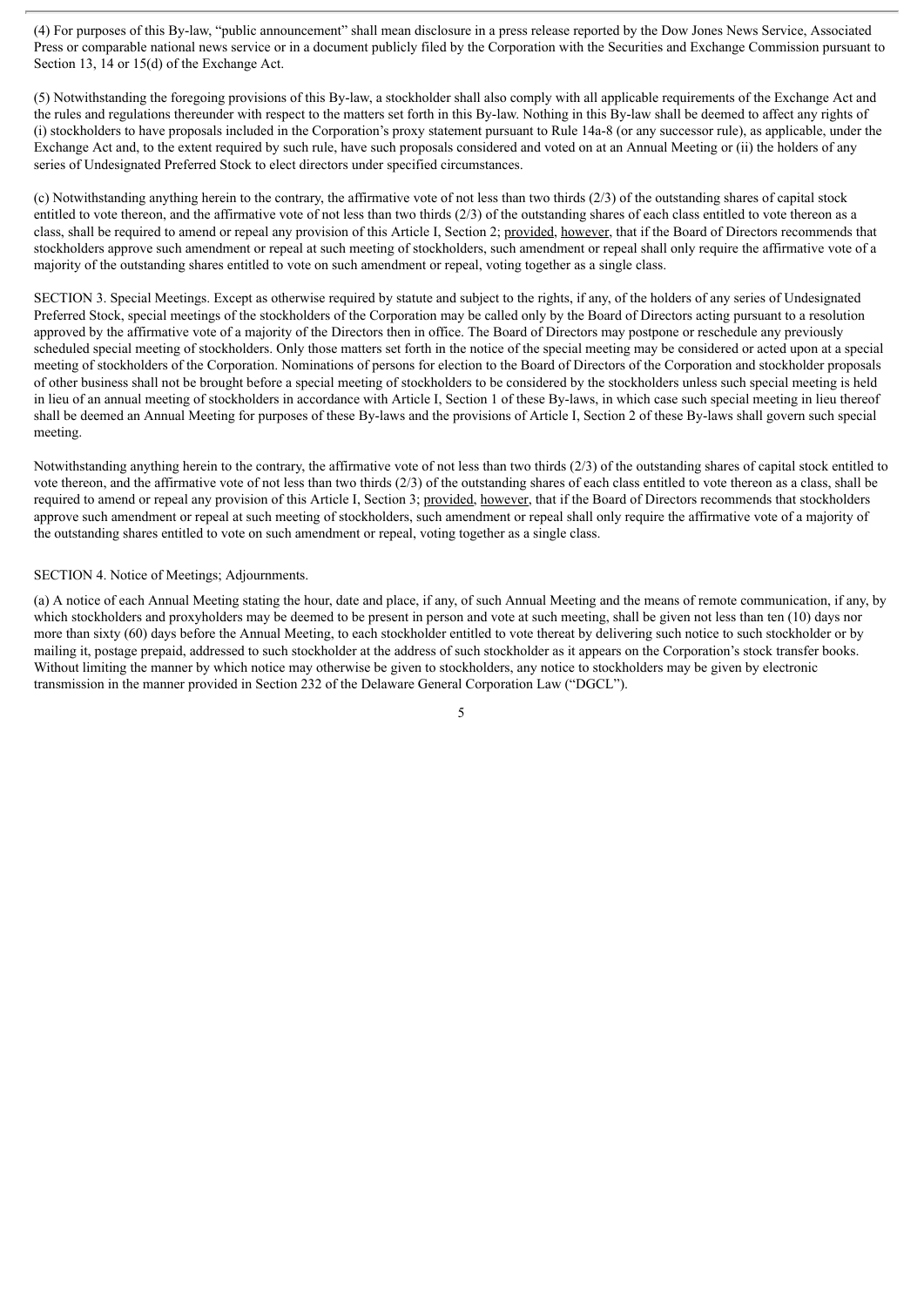(4) For purposes of this By-law, "public announcement" shall mean disclosure in a press release reported by the Dow Jones News Service, Associated Press or comparable national news service or in a document publicly filed by the Corporation with the Securities and Exchange Commission pursuant to Section 13, 14 or 15(d) of the Exchange Act.

(5) Notwithstanding the foregoing provisions of this By-law, a stockholder shall also comply with all applicable requirements of the Exchange Act and the rules and regulations thereunder with respect to the matters set forth in this By-law. Nothing in this By-law shall be deemed to affect any rights of (i) stockholders to have proposals included in the Corporation's proxy statement pursuant to Rule 14a-8 (or any successor rule), as applicable, under the Exchange Act and, to the extent required by such rule, have such proposals considered and voted on at an Annual Meeting or (ii) the holders of any series of Undesignated Preferred Stock to elect directors under specified circumstances.

(c) Notwithstanding anything herein to the contrary, the affirmative vote of not less than two thirds (2/3) of the outstanding shares of capital stock entitled to vote thereon, and the affirmative vote of not less than two thirds (2/3) of the outstanding shares of each class entitled to vote thereon as a class, shall be required to amend or repeal any provision of this Article I, Section 2; provided, however, that if the Board of Directors recommends that stockholders approve such amendment or repeal at such meeting of stockholders, such amendment or repeal shall only require the affirmative vote of a majority of the outstanding shares entitled to vote on such amendment or repeal, voting together as a single class.

SECTION 3. Special Meetings. Except as otherwise required by statute and subject to the rights, if any, of the holders of any series of Undesignated Preferred Stock, special meetings of the stockholders of the Corporation may be called only by the Board of Directors acting pursuant to a resolution approved by the affirmative vote of a majority of the Directors then in office. The Board of Directors may postpone or reschedule any previously scheduled special meeting of stockholders. Only those matters set forth in the notice of the special meeting may be considered or acted upon at a special meeting of stockholders of the Corporation. Nominations of persons for election to the Board of Directors of the Corporation and stockholder proposals of other business shall not be brought before a special meeting of stockholders to be considered by the stockholders unless such special meeting is held in lieu of an annual meeting of stockholders in accordance with Article I, Section 1 of these By-laws, in which case such special meeting in lieu thereof shall be deemed an Annual Meeting for purposes of these By-laws and the provisions of Article I, Section 2 of these By-laws shall govern such special meeting.

Notwithstanding anything herein to the contrary, the affirmative vote of not less than two thirds (2/3) of the outstanding shares of capital stock entitled to vote thereon, and the affirmative vote of not less than two thirds (2/3) of the outstanding shares of each class entitled to vote thereon as a class, shall be required to amend or repeal any provision of this Article I, Section 3; provided, however, that if the Board of Directors recommends that stockholders approve such amendment or repeal at such meeting of stockholders, such amendment or repeal shall only require the affirmative vote of a majority of the outstanding shares entitled to vote on such amendment or repeal, voting together as a single class.

SECTION 4. Notice of Meetings; Adjournments.

(a) A notice of each Annual Meeting stating the hour, date and place, if any, of such Annual Meeting and the means of remote communication, if any, by which stockholders and proxyholders may be deemed to be present in person and vote at such meeting, shall be given not less than ten (10) days nor more than sixty (60) days before the Annual Meeting, to each stockholder entitled to vote thereat by delivering such notice to such stockholder or by mailing it, postage prepaid, addressed to such stockholder at the address of such stockholder as it appears on the Corporation's stock transfer books. Without limiting the manner by which notice may otherwise be given to stockholders, any notice to stockholders may be given by electronic transmission in the manner provided in Section 232 of the Delaware General Corporation Law ("DGCL").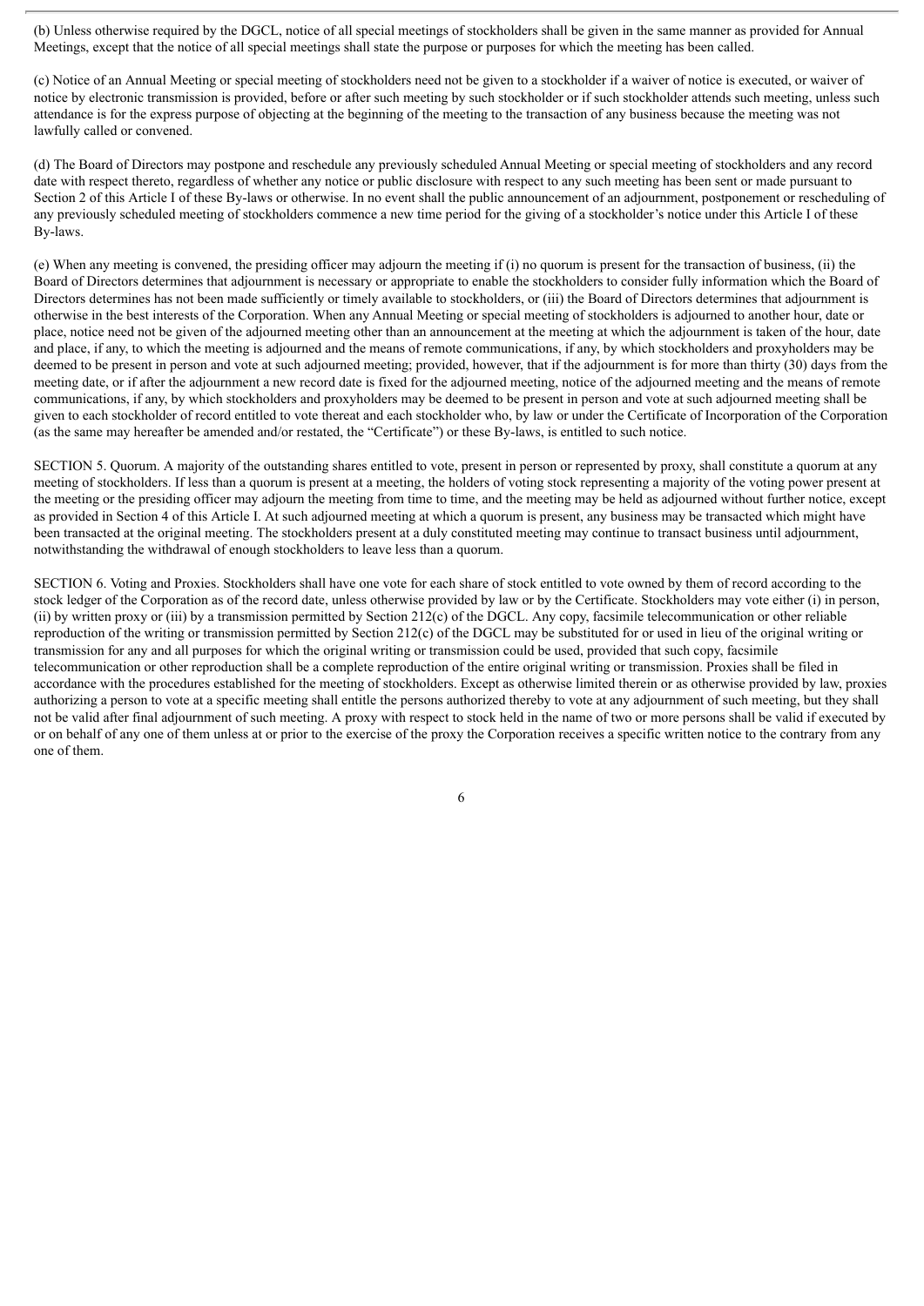(b) Unless otherwise required by the DGCL, notice of all special meetings of stockholders shall be given in the same manner as provided for Annual Meetings, except that the notice of all special meetings shall state the purpose or purposes for which the meeting has been called.

(c) Notice of an Annual Meeting or special meeting of stockholders need not be given to a stockholder if a waiver of notice is executed, or waiver of notice by electronic transmission is provided, before or after such meeting by such stockholder or if such stockholder attends such meeting, unless such attendance is for the express purpose of objecting at the beginning of the meeting to the transaction of any business because the meeting was not lawfully called or convened.

(d) The Board of Directors may postpone and reschedule any previously scheduled Annual Meeting or special meeting of stockholders and any record date with respect thereto, regardless of whether any notice or public disclosure with respect to any such meeting has been sent or made pursuant to Section 2 of this Article I of these By-laws or otherwise. In no event shall the public announcement of an adjournment, postponement or rescheduling of any previously scheduled meeting of stockholders commence a new time period for the giving of a stockholder's notice under this Article I of these By-laws.

(e) When any meeting is convened, the presiding officer may adjourn the meeting if (i) no quorum is present for the transaction of business, (ii) the Board of Directors determines that adjournment is necessary or appropriate to enable the stockholders to consider fully information which the Board of Directors determines has not been made sufficiently or timely available to stockholders, or (iii) the Board of Directors determines that adjournment is otherwise in the best interests of the Corporation. When any Annual Meeting or special meeting of stockholders is adjourned to another hour, date or place, notice need not be given of the adjourned meeting other than an announcement at the meeting at which the adjournment is taken of the hour, date and place, if any, to which the meeting is adjourned and the means of remote communications, if any, by which stockholders and proxyholders may be deemed to be present in person and vote at such adjourned meeting; provided, however, that if the adjournment is for more than thirty (30) days from the meeting date, or if after the adjournment a new record date is fixed for the adjourned meeting, notice of the adjourned meeting and the means of remote communications, if any, by which stockholders and proxyholders may be deemed to be present in person and vote at such adjourned meeting shall be given to each stockholder of record entitled to vote thereat and each stockholder who, by law or under the Certificate of Incorporation of the Corporation (as the same may hereafter be amended and/or restated, the "Certificate") or these By-laws, is entitled to such notice.

SECTION 5. Quorum. A majority of the outstanding shares entitled to vote, present in person or represented by proxy, shall constitute a quorum at any meeting of stockholders. If less than a quorum is present at a meeting, the holders of voting stock representing a majority of the voting power present at the meeting or the presiding officer may adjourn the meeting from time to time, and the meeting may be held as adjourned without further notice, except as provided in Section 4 of this Article I. At such adjourned meeting at which a quorum is present, any business may be transacted which might have been transacted at the original meeting. The stockholders present at a duly constituted meeting may continue to transact business until adjournment, notwithstanding the withdrawal of enough stockholders to leave less than a quorum.

SECTION 6. Voting and Proxies. Stockholders shall have one vote for each share of stock entitled to vote owned by them of record according to the stock ledger of the Corporation as of the record date, unless otherwise provided by law or by the Certificate. Stockholders may vote either (i) in person, (ii) by written proxy or (iii) by a transmission permitted by Section 212(c) of the DGCL. Any copy, facsimile telecommunication or other reliable reproduction of the writing or transmission permitted by Section 212(c) of the DGCL may be substituted for or used in lieu of the original writing or transmission for any and all purposes for which the original writing or transmission could be used, provided that such copy, facsimile telecommunication or other reproduction shall be a complete reproduction of the entire original writing or transmission. Proxies shall be filed in accordance with the procedures established for the meeting of stockholders. Except as otherwise limited therein or as otherwise provided by law, proxies authorizing a person to vote at a specific meeting shall entitle the persons authorized thereby to vote at any adjournment of such meeting, but they shall not be valid after final adjournment of such meeting. A proxy with respect to stock held in the name of two or more persons shall be valid if executed by or on behalf of any one of them unless at or prior to the exercise of the proxy the Corporation receives a specific written notice to the contrary from any one of them.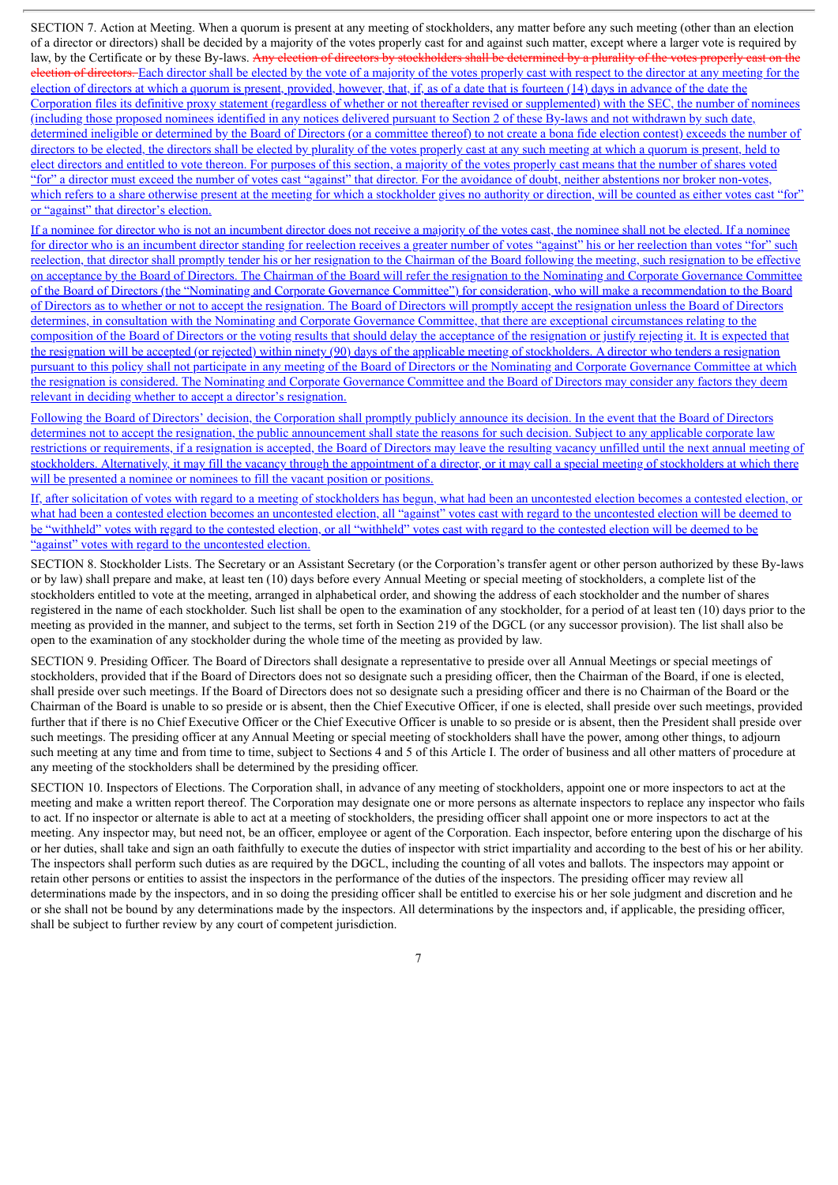SECTION 7. Action at Meeting. When a quorum is present at any meeting of stockholders, any matter before any such meeting (other than an election of a director or directors) shall be decided by a majority of the votes properly cast for and against such matter, except where a larger vote is required by law, by the Certificate or by these By-laws. ~~Any election of directors by stockholders shall be determined by a plurality of the votes properly cast on the election of directors.~~ Each director shall be elected by the vote of a majority of the votes properly cast with respect to the director at any meeting for the election of directors at which a quorum is present, provided, however, that, if, as of a date that is fourteen (14) days in advance of the date the Corporation files its definitive proxy statement (regardless of whether or not thereafter revised or supplemented) with the SEC, the number of nominees (including those proposed nominees identified in any notices delivered pursuant to Section 2 of these By-laws and not withdrawn by such date, determined ineligible or determined by the Board of Directors (or a committee thereof) to not create a bona fide election contest) exceeds the number of directors to be elected, the directors shall be elected by plurality of the votes properly cast at any such meeting at which a quorum is present, held to elect directors and entitled to vote thereon. For purposes of this section, a majority of the votes properly cast means that the number of shares voted "for" a director must exceed the number of votes cast "against" that director. For the avoidance of doubt, neither abstentions nor broker non-votes, which refers to a share otherwise present at the meeting for which a stockholder gives no authority or direction, will be counted as either votes cast "for" or "against" that director's election.

If a nominee for director who is not an incumbent director does not receive a majority of the votes cast, the nominee shall not be elected. If a nominee for director who is an incumbent director standing for reelection receives a greater number of votes "against" his or her reelection than votes "for" such reelection, that director shall promptly tender his or her resignation to the Chairman of the Board following the meeting, such resignation to be effective on acceptance by the Board of Directors. The Chairman of the Board will refer the resignation to the Nominating and Corporate Governance Committee of the Board of Directors (the "Nominating and Corporate Governance Committee") for consideration, who will make a recommendation to the Board of Directors as to whether or not to accept the resignation. The Board of Directors will promptly accept the resignation unless the Board of Directors determines, in consultation with the Nominating and Corporate Governance Committee, that there are exceptional circumstances relating to the composition of the Board of Directors or the voting results that should delay the acceptance of the resignation or justify rejecting it. It is expected that the resignation will be accepted (or rejected) within ninety (90) days of the applicable meeting of stockholders. A director who tenders a resignation pursuant to this policy shall not participate in any meeting of the Board of Directors or the Nominating and Corporate Governance Committee at which the resignation is considered. The Nominating and Corporate Governance Committee and the Board of Directors may consider any factors they deem relevant in deciding whether to accept a director's resignation.

Following the Board of Directors' decision, the Corporation shall promptly publicly announce its decision. In the event that the Board of Directors determines not to accept the resignation, the public announcement shall state the reasons for such decision. Subject to any applicable corporate law restrictions or requirements, if a resignation is accepted, the Board of Directors may leave the resulting vacancy unfilled until the next annual meeting of stockholders. Alternatively, it may fill the vacancy through the appointment of a director, or it may call a special meeting of stockholders at which there will be presented a nominee or nominees to fill the vacant position or positions.

If, after solicitation of votes with regard to a meeting of stockholders has begun, what had been an uncontested election becomes a contested election, or what had been a contested election becomes an uncontested election, all "against" votes cast with regard to the uncontested election will be deemed to be "withheld" votes with regard to the contested election, or all "withheld" votes cast with regard to the contested election will be deemed to be "against" votes with regard to the uncontested election.

SECTION 8. Stockholder Lists. The Secretary or an Assistant Secretary (or the Corporation's transfer agent or other person authorized by these By-laws or by law) shall prepare and make, at least ten (10) days before every Annual Meeting or special meeting of stockholders, a complete list of the stockholders entitled to vote at the meeting, arranged in alphabetical order, and showing the address of each stockholder and the number of shares registered in the name of each stockholder. Such list shall be open to the examination of any stockholder, for a period of at least ten (10) days prior to the meeting as provided in the manner, and subject to the terms, set forth in Section 219 of the DGCL (or any successor provision). The list shall also be open to the examination of any stockholder during the whole time of the meeting as provided by law.

SECTION 9. Presiding Officer. The Board of Directors shall designate a representative to preside over all Annual Meetings or special meetings of stockholders, provided that if the Board of Directors does not so designate such a presiding officer, then the Chairman of the Board, if one is elected, shall preside over such meetings. If the Board of Directors does not so designate such a presiding officer and there is no Chairman of the Board or the Chairman of the Board is unable to so preside or is absent, then the Chief Executive Officer, if one is elected, shall preside over such meetings, provided further that if there is no Chief Executive Officer or the Chief Executive Officer is unable to so preside or is absent, then the President shall preside over such meetings. The presiding officer at any Annual Meeting or special meeting of stockholders shall have the power, among other things, to adjourn such meeting at any time and from time to time, subject to Sections 4 and 5 of this Article I. The order of business and all other matters of procedure at any meeting of the stockholders shall be determined by the presiding officer.

SECTION 10. Inspectors of Elections. The Corporation shall, in advance of any meeting of stockholders, appoint one or more inspectors to act at the meeting and make a written report thereof. The Corporation may designate one or more persons as alternate inspectors to replace any inspector who fails to act. If no inspector or alternate is able to act at a meeting of stockholders, the presiding officer shall appoint one or more inspectors to act at the meeting. Any inspector may, but need not, be an officer, employee or agent of the Corporation. Each inspector, before entering upon the discharge of his or her duties, shall take and sign an oath faithfully to execute the duties of inspector with strict impartiality and according to the best of his or her ability. The inspectors shall perform such duties as are required by the DGCL, including the counting of all votes and ballots. The inspectors may appoint or retain other persons or entities to assist the inspectors in the performance of the duties of the inspectors. The presiding officer may review all determinations made by the inspectors, and in so doing the presiding officer shall be entitled to exercise his or her sole judgment and discretion and he or she shall not be bound by any determinations made by the inspectors. All determinations by the inspectors and, if applicable, the presiding officer, shall be subject to further review by any court of competent jurisdiction.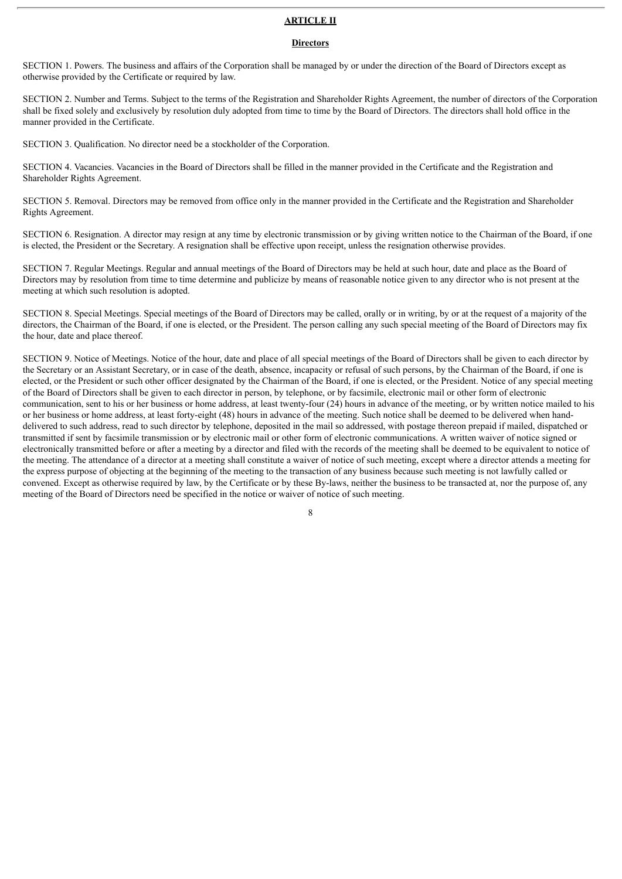## ARTICLE II

### Directors

SECTION 1. Powers. The business and affairs of the Corporation shall be managed by or under the direction of the Board of Directors except as otherwise provided by the Certificate or required by law.

SECTION 2. Number and Terms. Subject to the terms of the Registration and Shareholder Rights Agreement, the number of directors of the Corporation shall be fixed solely and exclusively by resolution duly adopted from time to time by the Board of Directors. The directors shall hold office in the manner provided in the Certificate.

SECTION 3. Qualification. No director need be a stockholder of the Corporation.

SECTION 4. Vacancies. Vacancies in the Board of Directors shall be filled in the manner provided in the Certificate and the Registration and Shareholder Rights Agreement.

SECTION 5. Removal. Directors may be removed from office only in the manner provided in the Certificate and the Registration and Shareholder Rights Agreement.

SECTION 6. Resignation. A director may resign at any time by electronic transmission or by giving written notice to the Chairman of the Board, if one is elected, the President or the Secretary. A resignation shall be effective upon receipt, unless the resignation otherwise provides.

SECTION 7. Regular Meetings. Regular and annual meetings of the Board of Directors may be held at such hour, date and place as the Board of Directors may by resolution from time to time determine and publicize by means of reasonable notice given to any director who is not present at the meeting at which such resolution is adopted.

SECTION 8. Special Meetings. Special meetings of the Board of Directors may be called, orally or in writing, by or at the request of a majority of the directors, the Chairman of the Board, if one is elected, or the President. The person calling any such special meeting of the Board of Directors may fix the hour, date and place thereof.

SECTION 9. Notice of Meetings. Notice of the hour, date and place of all special meetings of the Board of Directors shall be given to each director by the Secretary or an Assistant Secretary, or in case of the death, absence, incapacity or refusal of such persons, by the Chairman of the Board, if one is elected, or the President or such other officer designated by the Chairman of the Board, if one is elected, or the President. Notice of any special meeting of the Board of Directors shall be given to each director in person, by telephone, or by facsimile, electronic mail or other form of electronic communication, sent to his or her business or home address, at least twenty-four (24) hours in advance of the meeting, or by written notice mailed to his or her business or home address, at least forty-eight (48) hours in advance of the meeting. Such notice shall be deemed to be delivered when hand-delivered to such address, read to such director by telephone, deposited in the mail so addressed, with postage thereon prepaid if mailed, dispatched or transmitted if sent by facsimile transmission or by electronic mail or other form of electronic communications. A written waiver of notice signed or electronically transmitted before or after a meeting by a director and filed with the records of the meeting shall be deemed to be equivalent to notice of the meeting. The attendance of a director at a meeting shall constitute a waiver of notice of such meeting, except where a director attends a meeting for the express purpose of objecting at the beginning of the meeting to the transaction of any business because such meeting is not lawfully called or convened. Except as otherwise required by law, by the Certificate or by these By-laws, neither the business to be transacted at, nor the purpose of, any meeting of the Board of Directors need be specified in the notice or waiver of notice of such meeting.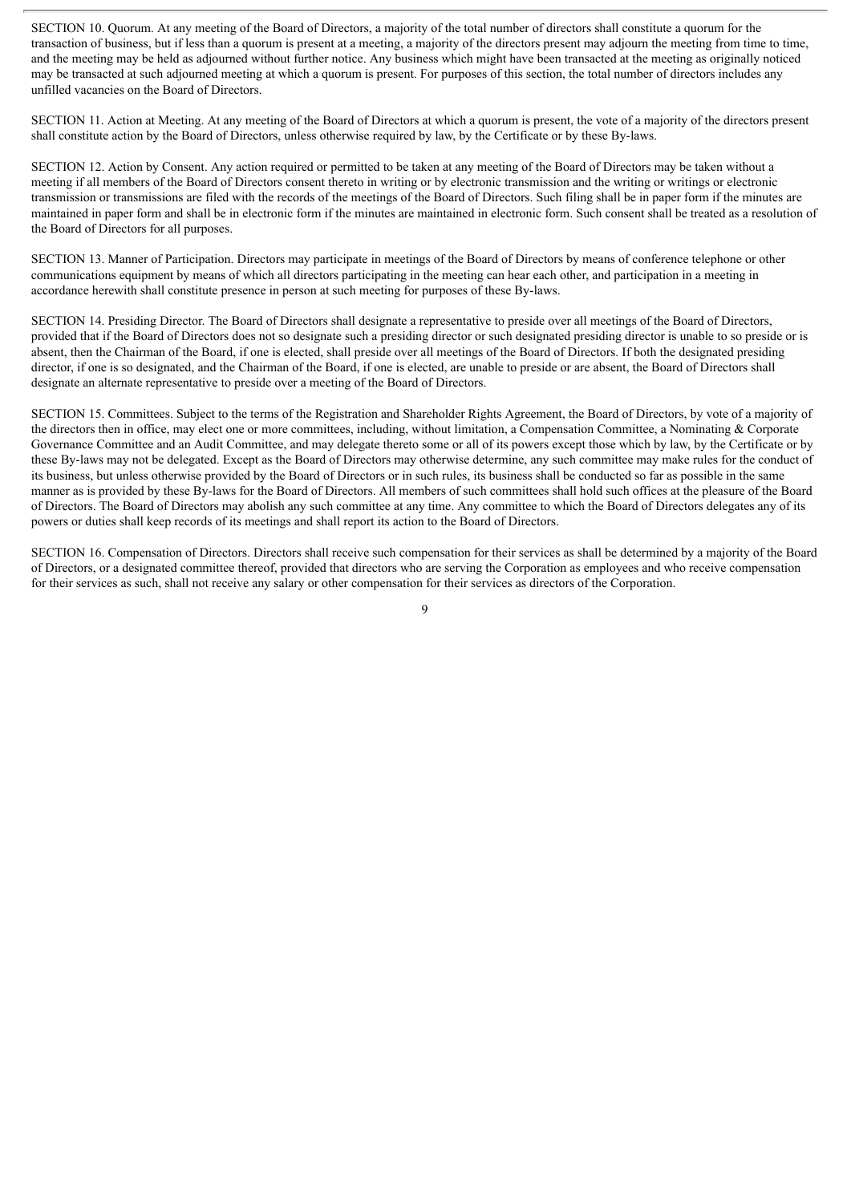SECTION 10. Quorum. At any meeting of the Board of Directors, a majority of the total number of directors shall constitute a quorum for the transaction of business, but if less than a quorum is present at a meeting, a majority of the directors present may adjourn the meeting from time to time, and the meeting may be held as adjourned without further notice. Any business which might have been transacted at the meeting as originally noticed may be transacted at such adjourned meeting at which a quorum is present. For purposes of this section, the total number of directors includes any unfilled vacancies on the Board of Directors.

SECTION 11. Action at Meeting. At any meeting of the Board of Directors at which a quorum is present, the vote of a majority of the directors present shall constitute action by the Board of Directors, unless otherwise required by law, by the Certificate or by these By-laws.

SECTION 12. Action by Consent. Any action required or permitted to be taken at any meeting of the Board of Directors may be taken without a meeting if all members of the Board of Directors consent thereto in writing or by electronic transmission and the writing or writings or electronic transmission or transmissions are filed with the records of the meetings of the Board of Directors. Such filing shall be in paper form if the minutes are maintained in paper form and shall be in electronic form if the minutes are maintained in electronic form. Such consent shall be treated as a resolution of the Board of Directors for all purposes.

SECTION 13. Manner of Participation. Directors may participate in meetings of the Board of Directors by means of conference telephone or other communications equipment by means of which all directors participating in the meeting can hear each other, and participation in a meeting in accordance herewith shall constitute presence in person at such meeting for purposes of these By-laws.

SECTION 14. Presiding Director. The Board of Directors shall designate a representative to preside over all meetings of the Board of Directors, provided that if the Board of Directors does not so designate such a presiding director or such designated presiding director is unable to so preside or is absent, then the Chairman of the Board, if one is elected, shall preside over all meetings of the Board of Directors. If both the designated presiding director, if one is so designated, and the Chairman of the Board, if one is elected, are unable to preside or are absent, the Board of Directors shall designate an alternate representative to preside over a meeting of the Board of Directors.

SECTION 15. Committees. Subject to the terms of the Registration and Shareholder Rights Agreement, the Board of Directors, by vote of a majority of the directors then in office, may elect one or more committees, including, without limitation, a Compensation Committee, a Nominating & Corporate Governance Committee and an Audit Committee, and may delegate thereto some or all of its powers except those which by law, by the Certificate or by these By-laws may not be delegated. Except as the Board of Directors may otherwise determine, any such committee may make rules for the conduct of its business, but unless otherwise provided by the Board of Directors or in such rules, its business shall be conducted so far as possible in the same manner as is provided by these By-laws for the Board of Directors. All members of such committees shall hold such offices at the pleasure of the Board of Directors. The Board of Directors may abolish any such committee at any time. Any committee to which the Board of Directors delegates any of its powers or duties shall keep records of its meetings and shall report its action to the Board of Directors.

SECTION 16. Compensation of Directors. Directors shall receive such compensation for their services as shall be determined by a majority of the Board of Directors, or a designated committee thereof, provided that directors who are serving the Corporation as employees and who receive compensation for their services as such, shall not receive any salary or other compensation for their services as directors of the Corporation.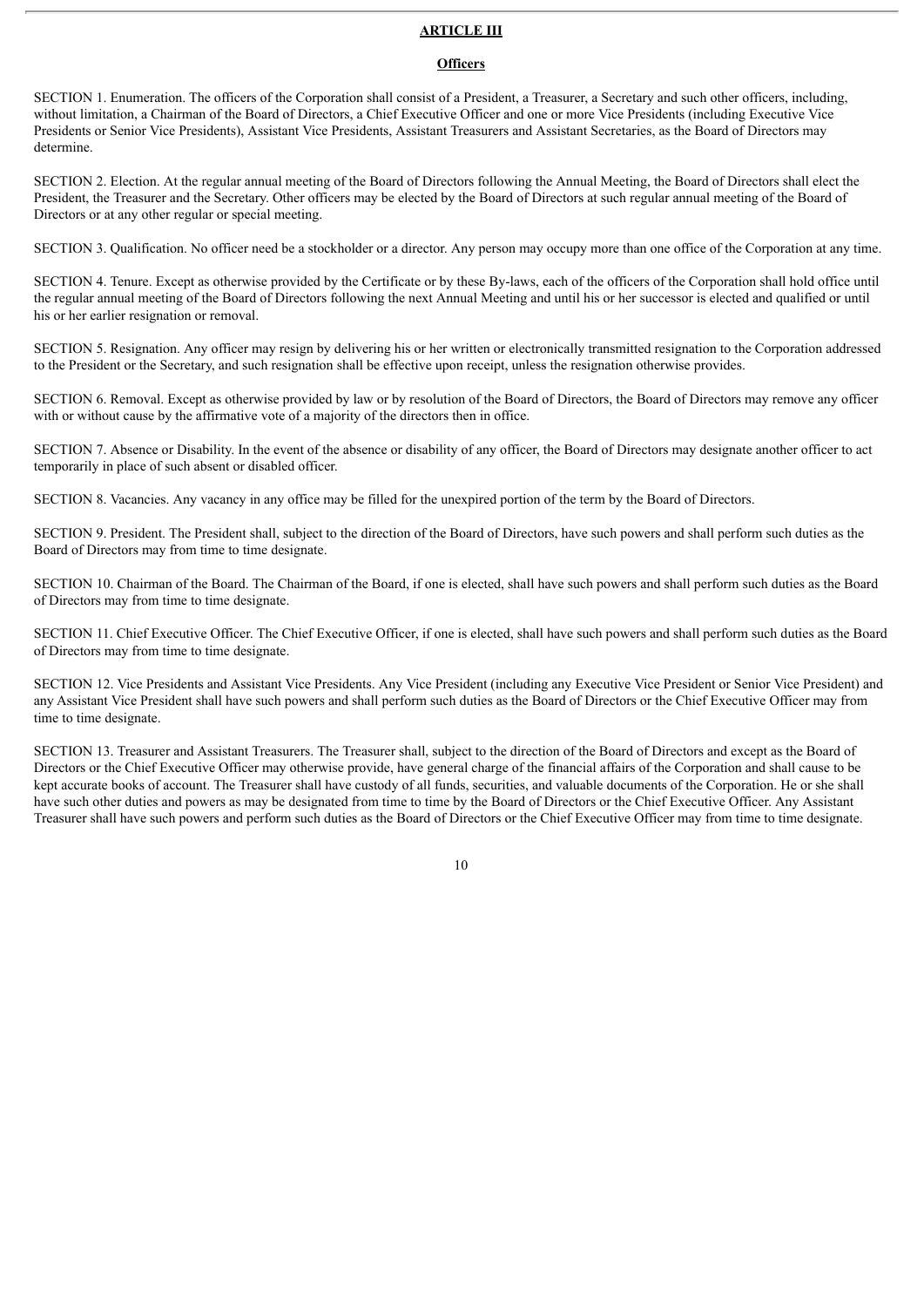## ARTICLE III

### Officers

SECTION 1. Enumeration. The officers of the Corporation shall consist of a President, a Treasurer, a Secretary and such other officers, including, without limitation, a Chairman of the Board of Directors, a Chief Executive Officer and one or more Vice Presidents (including Executive Vice Presidents or Senior Vice Presidents), Assistant Vice Presidents, Assistant Treasurers and Assistant Secretaries, as the Board of Directors may determine.

SECTION 2. Election. At the regular annual meeting of the Board of Directors following the Annual Meeting, the Board of Directors shall elect the President, the Treasurer and the Secretary. Other officers may be elected by the Board of Directors at such regular annual meeting of the Board of Directors or at any other regular or special meeting.

SECTION 3. Qualification. No officer need be a stockholder or a director. Any person may occupy more than one office of the Corporation at any time.

SECTION 4. Tenure. Except as otherwise provided by the Certificate or by these By-laws, each of the officers of the Corporation shall hold office until the regular annual meeting of the Board of Directors following the next Annual Meeting and until his or her successor is elected and qualified or until his or her earlier resignation or removal.

SECTION 5. Resignation. Any officer may resign by delivering his or her written or electronically transmitted resignation to the Corporation addressed to the President or the Secretary, and such resignation shall be effective upon receipt, unless the resignation otherwise provides.

SECTION 6. Removal. Except as otherwise provided by law or by resolution of the Board of Directors, the Board of Directors may remove any officer with or without cause by the affirmative vote of a majority of the directors then in office.

SECTION 7. Absence or Disability. In the event of the absence or disability of any officer, the Board of Directors may designate another officer to act temporarily in place of such absent or disabled officer.

SECTION 8. Vacancies. Any vacancy in any office may be filled for the unexpired portion of the term by the Board of Directors.

SECTION 9. President. The President shall, subject to the direction of the Board of Directors, have such powers and shall perform such duties as the Board of Directors may from time to time designate.

SECTION 10. Chairman of the Board. The Chairman of the Board, if one is elected, shall have such powers and shall perform such duties as the Board of Directors may from time to time designate.

SECTION 11. Chief Executive Officer. The Chief Executive Officer, if one is elected, shall have such powers and shall perform such duties as the Board of Directors may from time to time designate.

SECTION 12. Vice Presidents and Assistant Vice Presidents. Any Vice President (including any Executive Vice President or Senior Vice President) and any Assistant Vice President shall have such powers and shall perform such duties as the Board of Directors or the Chief Executive Officer may from time to time designate.

SECTION 13. Treasurer and Assistant Treasurers. The Treasurer shall, subject to the direction of the Board of Directors and except as the Board of Directors or the Chief Executive Officer may otherwise provide, have general charge of the financial affairs of the Corporation and shall cause to be kept accurate books of account. The Treasurer shall have custody of all funds, securities, and valuable documents of the Corporation. He or she shall have such other duties and powers as may be designated from time to time by the Board of Directors or the Chief Executive Officer. Any Assistant Treasurer shall have such powers and perform such duties as the Board of Directors or the Chief Executive Officer may from time to time designate.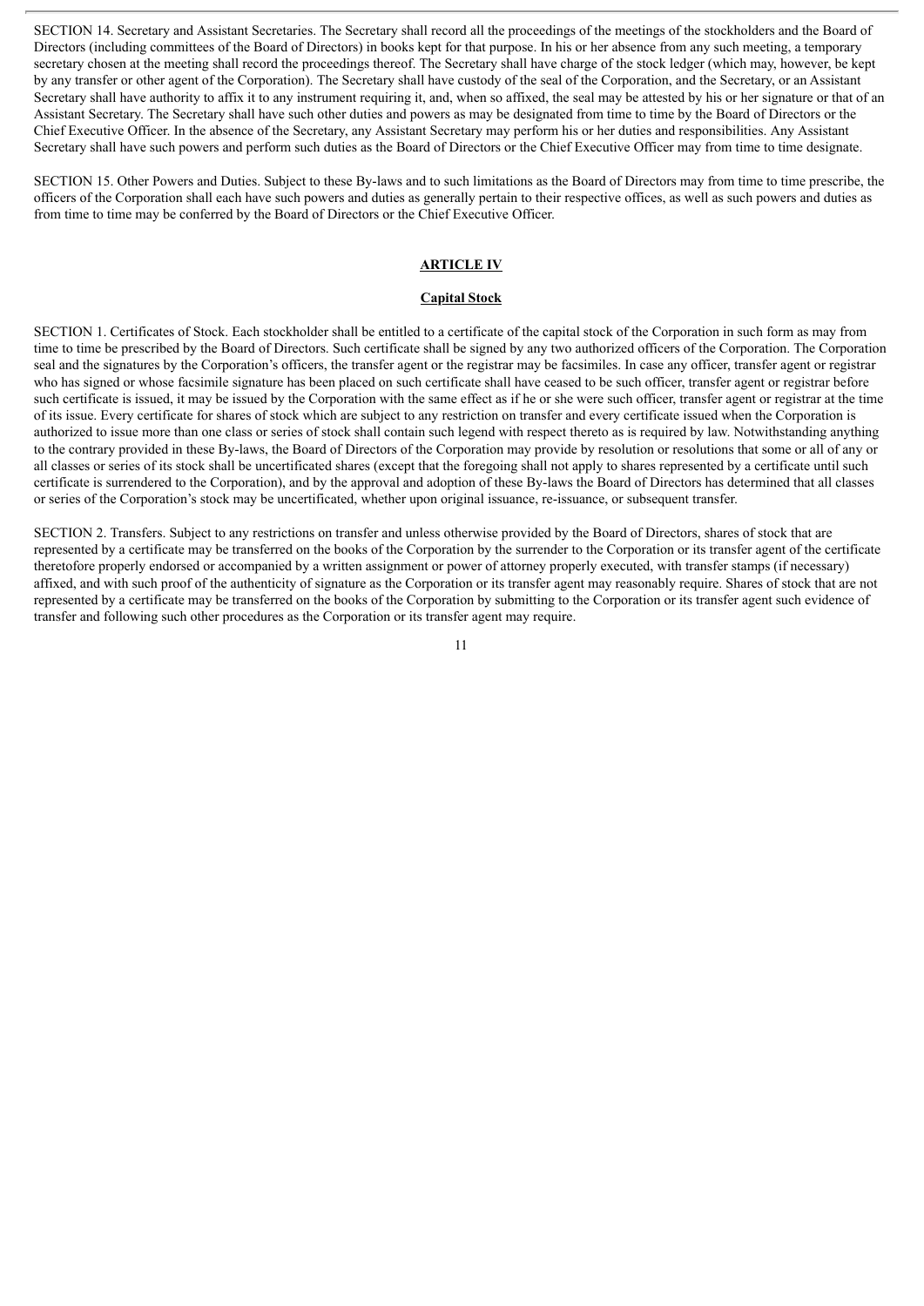SECTION 14. Secretary and Assistant Secretaries. The Secretary shall record all the proceedings of the meetings of the stockholders and the Board of Directors (including committees of the Board of Directors) in books kept for that purpose. In his or her absence from any such meeting, a temporary secretary chosen at the meeting shall record the proceedings thereof. The Secretary shall have charge of the stock ledger (which may, however, be kept by any transfer or other agent of the Corporation). The Secretary shall have custody of the seal of the Corporation, and the Secretary, or an Assistant Secretary shall have authority to affix it to any instrument requiring it, and, when so affixed, the seal may be attested by his or her signature or that of an Assistant Secretary. The Secretary shall have such other duties and powers as may be designated from time to time by the Board of Directors or the Chief Executive Officer. In the absence of the Secretary, any Assistant Secretary may perform his or her duties and responsibilities. Any Assistant Secretary shall have such powers and perform such duties as the Board of Directors or the Chief Executive Officer may from time to time designate.

SECTION 15. Other Powers and Duties. Subject to these By-laws and to such limitations as the Board of Directors may from time to time prescribe, the officers of the Corporation shall each have such powers and duties as generally pertain to their respective offices, as well as such powers and duties as from time to time may be conferred by the Board of Directors or the Chief Executive Officer.

## ARTICLE IV

### Capital Stock

SECTION 1. Certificates of Stock. Each stockholder shall be entitled to a certificate of the capital stock of the Corporation in such form as may from time to time be prescribed by the Board of Directors. Such certificate shall be signed by any two authorized officers of the Corporation. The Corporation seal and the signatures by the Corporation's officers, the transfer agent or the registrar may be facsimiles. In case any officer, transfer agent or registrar who has signed or whose facsimile signature has been placed on such certificate shall have ceased to be such officer, transfer agent or registrar before such certificate is issued, it may be issued by the Corporation with the same effect as if he or she were such officer, transfer agent or registrar at the time of its issue. Every certificate for shares of stock which are subject to any restriction on transfer and every certificate issued when the Corporation is authorized to issue more than one class or series of stock shall contain such legend with respect thereto as is required by law. Notwithstanding anything to the contrary provided in these By-laws, the Board of Directors of the Corporation may provide by resolution or resolutions that some or all of any or all classes or series of its stock shall be uncertificated shares (except that the foregoing shall not apply to shares represented by a certificate until such certificate is surrendered to the Corporation), and by the approval and adoption of these By-laws the Board of Directors has determined that all classes or series of the Corporation's stock may be uncertificated, whether upon original issuance, re-issuance, or subsequent transfer.

SECTION 2. Transfers. Subject to any restrictions on transfer and unless otherwise provided by the Board of Directors, shares of stock that are represented by a certificate may be transferred on the books of the Corporation by the surrender to the Corporation or its transfer agent of the certificate theretofore properly endorsed or accompanied by a written assignment or power of attorney properly executed, with transfer stamps (if necessary) affixed, and with such proof of the authenticity of signature as the Corporation or its transfer agent may reasonably require. Shares of stock that are not represented by a certificate may be transferred on the books of the Corporation by submitting to the Corporation or its transfer agent such evidence of transfer and following such other procedures as the Corporation or its transfer agent may require.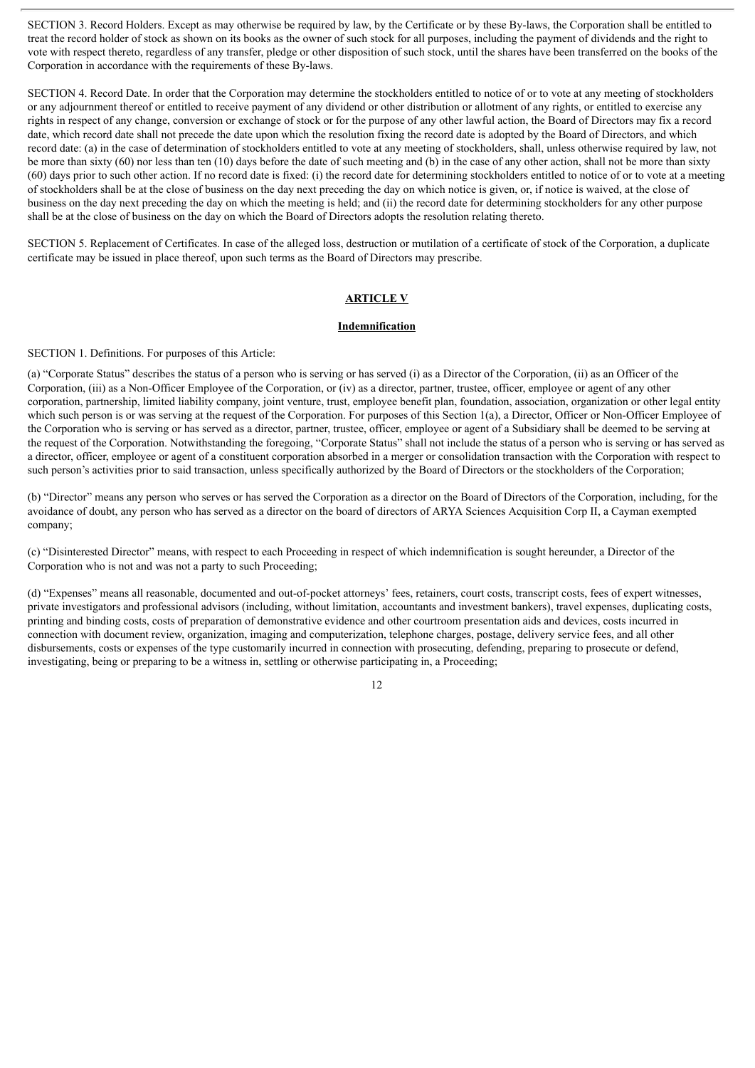SECTION 3. Record Holders. Except as may otherwise be required by law, by the Certificate or by these By-laws, the Corporation shall be entitled to treat the record holder of stock as shown on its books as the owner of such stock for all purposes, including the payment of dividends and the right to vote with respect thereto, regardless of any transfer, pledge or other disposition of such stock, until the shares have been transferred on the books of the Corporation in accordance with the requirements of these By-laws.

SECTION 4. Record Date. In order that the Corporation may determine the stockholders entitled to notice of or to vote at any meeting of stockholders or any adjournment thereof or entitled to receive payment of any dividend or other distribution or allotment of any rights, or entitled to exercise any rights in respect of any change, conversion or exchange of stock or for the purpose of any other lawful action, the Board of Directors may fix a record date, which record date shall not precede the date upon which the resolution fixing the record date is adopted by the Board of Directors, and which record date: (a) in the case of determination of stockholders entitled to vote at any meeting of stockholders, shall, unless otherwise required by law, not be more than sixty (60) nor less than ten (10) days before the date of such meeting and (b) in the case of any other action, shall not be more than sixty (60) days prior to such other action. If no record date is fixed: (i) the record date for determining stockholders entitled to notice of or to vote at a meeting of stockholders shall be at the close of business on the day next preceding the day on which notice is given, or, if notice is waived, at the close of business on the day next preceding the day on which the meeting is held; and (ii) the record date for determining stockholders for any other purpose shall be at the close of business on the day on which the Board of Directors adopts the resolution relating thereto.

SECTION 5. Replacement of Certificates. In case of the alleged loss, destruction or mutilation of a certificate of stock of the Corporation, a duplicate certificate may be issued in place thereof, upon such terms as the Board of Directors may prescribe.

## ARTICLE V

### Indemnification

SECTION 1. Definitions. For purposes of this Article:

(a) "Corporate Status" describes the status of a person who is serving or has served (i) as a Director of the Corporation, (ii) as an Officer of the Corporation, (iii) as a Non-Officer Employee of the Corporation, or (iv) as a director, partner, trustee, officer, employee or agent of any other corporation, partnership, limited liability company, joint venture, trust, employee benefit plan, foundation, association, organization or other legal entity which such person is or was serving at the request of the Corporation. For purposes of this Section 1(a), a Director, Officer or Non-Officer Employee of the Corporation who is serving or has served as a director, partner, trustee, officer, employee or agent of a Subsidiary shall be deemed to be serving at the request of the Corporation. Notwithstanding the foregoing, "Corporate Status" shall not include the status of a person who is serving or has served as a director, officer, employee or agent of a constituent corporation absorbed in a merger or consolidation transaction with the Corporation with respect to such person's activities prior to said transaction, unless specifically authorized by the Board of Directors or the stockholders of the Corporation;

(b) "Director" means any person who serves or has served the Corporation as a director on the Board of Directors of the Corporation, including, for the avoidance of doubt, any person who has served as a director on the board of directors of ARYA Sciences Acquisition Corp II, a Cayman exempted company;

(c) "Disinterested Director" means, with respect to each Proceeding in respect of which indemnification is sought hereunder, a Director of the Corporation who is not and was not a party to such Proceeding;

(d) "Expenses" means all reasonable, documented and out-of-pocket attorneys' fees, retainers, court costs, transcript costs, fees of expert witnesses, private investigators and professional advisors (including, without limitation, accountants and investment bankers), travel expenses, duplicating costs, printing and binding costs, costs of preparation of demonstrative evidence and other courtroom presentation aids and devices, costs incurred in connection with document review, organization, imaging and computerization, telephone charges, postage, delivery service fees, and all other disbursements, costs or expenses of the type customarily incurred in connection with prosecuting, defending, preparing to prosecute or defend, investigating, being or preparing to be a witness in, settling or otherwise participating in, a Proceeding;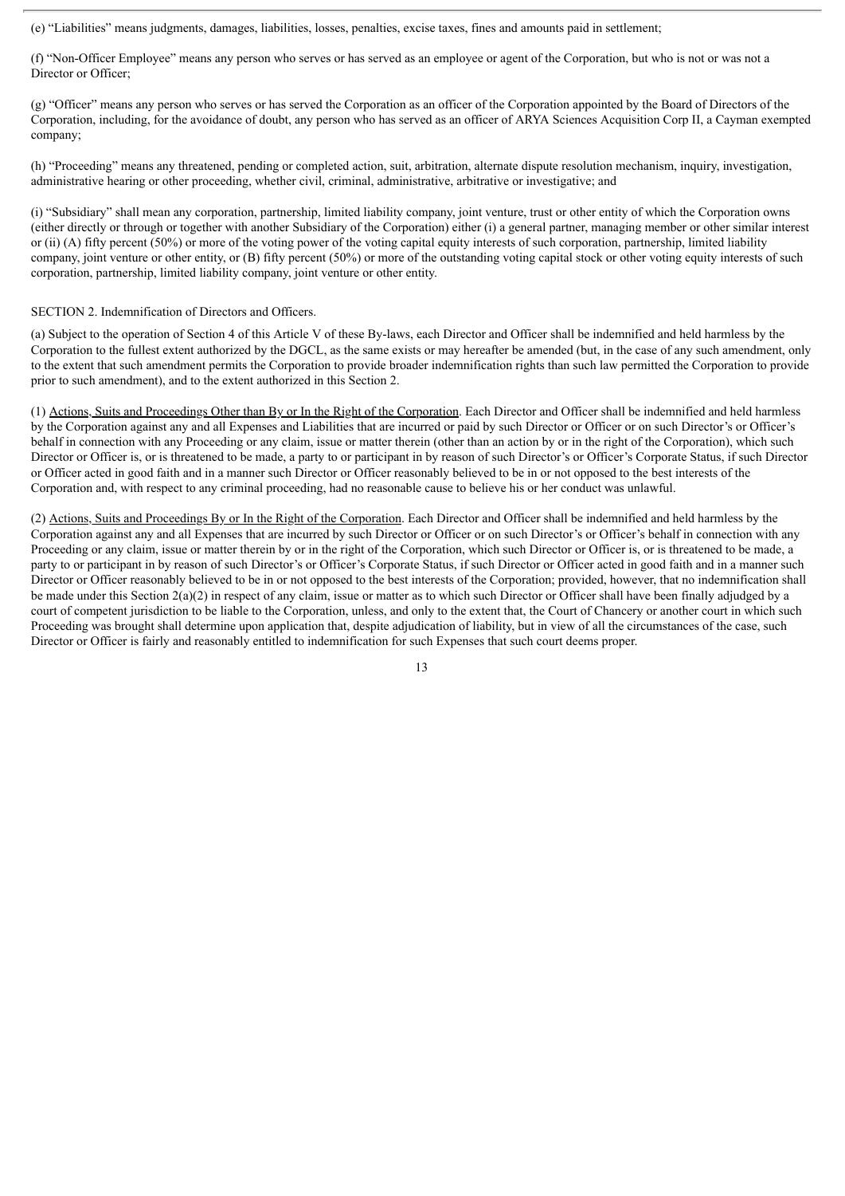(e) "Liabilities" means judgments, damages, liabilities, losses, penalties, excise taxes, fines and amounts paid in settlement;

(f) "Non-Officer Employee" means any person who serves or has served as an employee or agent of the Corporation, but who is not or was not a Director or Officer;

(g) "Officer" means any person who serves or has served the Corporation as an officer of the Corporation appointed by the Board of Directors of the Corporation, including, for the avoidance of doubt, any person who has served as an officer of ARYA Sciences Acquisition Corp II, a Cayman exempted company;

(h) "Proceeding" means any threatened, pending or completed action, suit, arbitration, alternate dispute resolution mechanism, inquiry, investigation, administrative hearing or other proceeding, whether civil, criminal, administrative, arbitrative or investigative; and

(i) "Subsidiary" shall mean any corporation, partnership, limited liability company, joint venture, trust or other entity of which the Corporation owns (either directly or through or together with another Subsidiary of the Corporation) either (i) a general partner, managing member or other similar interest or (ii) (A) fifty percent (50%) or more of the voting power of the voting capital equity interests of such corporation, partnership, limited liability company, joint venture or other entity, or (B) fifty percent (50%) or more of the outstanding voting capital stock or other voting equity interests of such corporation, partnership, limited liability company, joint venture or other entity.

SECTION 2. Indemnification of Directors and Officers.

(a) Subject to the operation of Section 4 of this Article V of these By-laws, each Director and Officer shall be indemnified and held harmless by the Corporation to the fullest extent authorized by the DGCL, as the same exists or may hereafter be amended (but, in the case of any such amendment, only to the extent that such amendment permits the Corporation to provide broader indemnification rights than such law permitted the Corporation to provide prior to such amendment), and to the extent authorized in this Section 2.

(1) <u>Actions, Suits and Proceedings Other than By or In the Right of the Corporation</u>. Each Director and Officer shall be indemnified and held harmless by the Corporation against any and all Expenses and Liabilities that are incurred or paid by such Director or Officer or on such Director's or Officer's behalf in connection with any Proceeding or any claim, issue or matter therein (other than an action by or in the right of the Corporation), which such Director or Officer is, or is threatened to be made, a party to or participant in by reason of such Director's or Officer's Corporate Status, if such Director or Officer acted in good faith and in a manner such Director or Officer reasonably believed to be in or not opposed to the best interests of the Corporation and, with respect to any criminal proceeding, had no reasonable cause to believe his or her conduct was unlawful.

(2) <u>Actions, Suits and Proceedings By or In the Right of the Corporation</u>. Each Director and Officer shall be indemnified and held harmless by the Corporation against any and all Expenses that are incurred by such Director or Officer or on such Director's or Officer's behalf in connection with any Proceeding or any claim, issue or matter therein by or in the right of the Corporation, which such Director or Officer is, or is threatened to be made, a party to or participant in by reason of such Director's or Officer's Corporate Status, if such Director or Officer acted in good faith and in a manner such Director or Officer reasonably believed to be in or not opposed to the best interests of the Corporation; provided, however, that no indemnification shall be made under this Section 2(a)(2) in respect of any claim, issue or matter as to which such Director or Officer shall have been finally adjudged by a court of competent jurisdiction to be liable to the Corporation, unless, and only to the extent that, the Court of Chancery or another court in which such Proceeding was brought shall determine upon application that, despite adjudication of liability, but in view of all the circumstances of the case, such Director or Officer is fairly and reasonably entitled to indemnification for such Expenses that such court deems proper.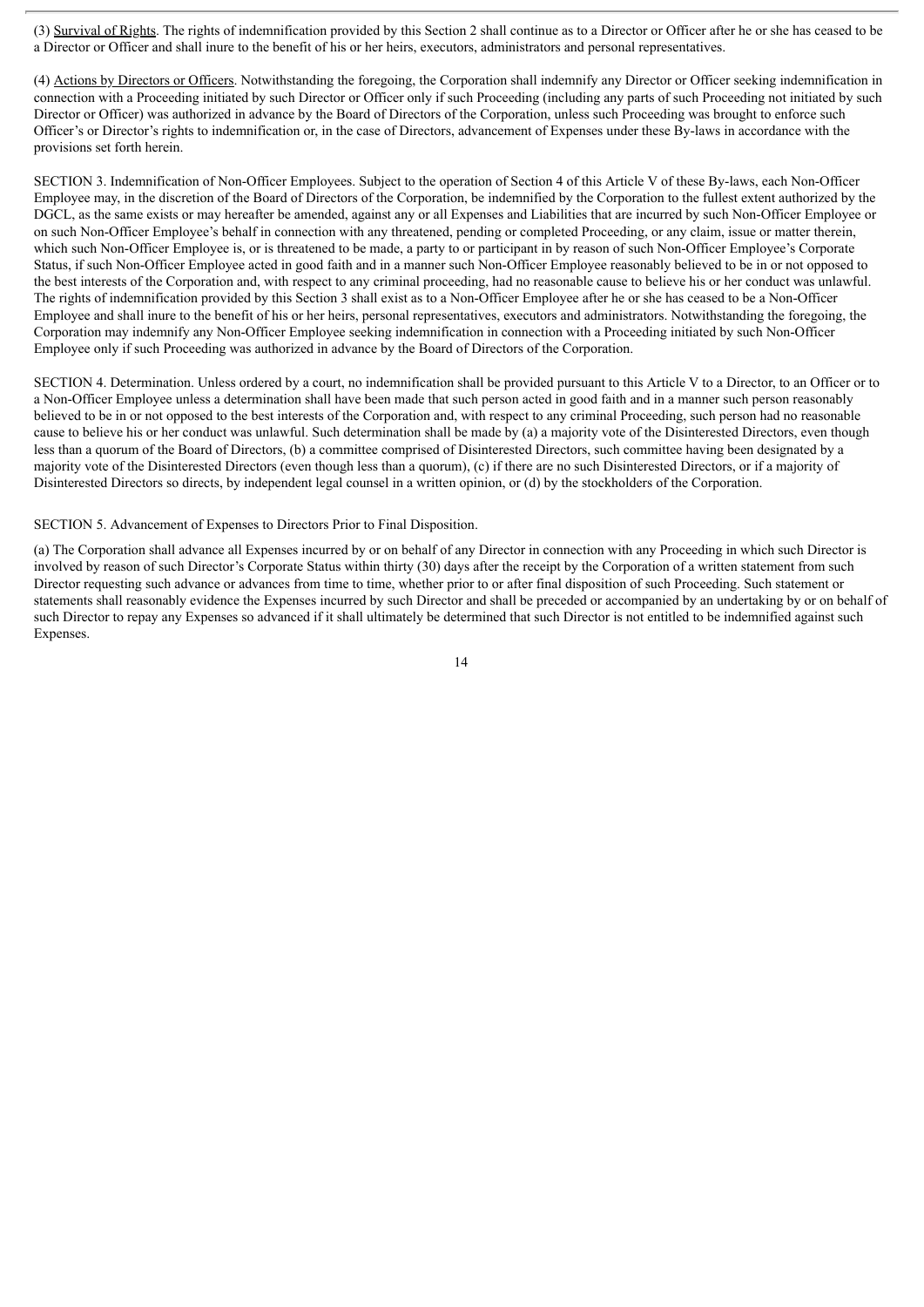(3) Survival of Rights. The rights of indemnification provided by this Section 2 shall continue as to a Director or Officer after he or she has ceased to be a Director or Officer and shall inure to the benefit of his or her heirs, executors, administrators and personal representatives.

(4) Actions by Directors or Officers. Notwithstanding the foregoing, the Corporation shall indemnify any Director or Officer seeking indemnification in connection with a Proceeding initiated by such Director or Officer only if such Proceeding (including any parts of such Proceeding not initiated by such Director or Officer) was authorized in advance by the Board of Directors of the Corporation, unless such Proceeding was brought to enforce such Officer's or Director's rights to indemnification or, in the case of Directors, advancement of Expenses under these By-laws in accordance with the provisions set forth herein.

SECTION 3. Indemnification of Non-Officer Employees. Subject to the operation of Section 4 of this Article V of these By-laws, each Non-Officer Employee may, in the discretion of the Board of Directors of the Corporation, be indemnified by the Corporation to the fullest extent authorized by the DGCL, as the same exists or may hereafter be amended, against any or all Expenses and Liabilities that are incurred by such Non-Officer Employee or on such Non-Officer Employee's behalf in connection with any threatened, pending or completed Proceeding, or any claim, issue or matter therein, which such Non-Officer Employee is, or is threatened to be made, a party to or participant in by reason of such Non-Officer Employee's Corporate Status, if such Non-Officer Employee acted in good faith and in a manner such Non-Officer Employee reasonably believed to be in or not opposed to the best interests of the Corporation and, with respect to any criminal proceeding, had no reasonable cause to believe his or her conduct was unlawful. The rights of indemnification provided by this Section 3 shall exist as to a Non-Officer Employee after he or she has ceased to be a Non-Officer Employee and shall inure to the benefit of his or her heirs, personal representatives, executors and administrators. Notwithstanding the foregoing, the Corporation may indemnify any Non-Officer Employee seeking indemnification in connection with a Proceeding initiated by such Non-Officer Employee only if such Proceeding was authorized in advance by the Board of Directors of the Corporation.

SECTION 4. Determination. Unless ordered by a court, no indemnification shall be provided pursuant to this Article V to a Director, to an Officer or to a Non-Officer Employee unless a determination shall have been made that such person acted in good faith and in a manner such person reasonably believed to be in or not opposed to the best interests of the Corporation and, with respect to any criminal Proceeding, such person had no reasonable cause to believe his or her conduct was unlawful. Such determination shall be made by (a) a majority vote of the Disinterested Directors, even though less than a quorum of the Board of Directors, (b) a committee comprised of Disinterested Directors, such committee having been designated by a majority vote of the Disinterested Directors (even though less than a quorum), (c) if there are no such Disinterested Directors, or if a majority of Disinterested Directors so directs, by independent legal counsel in a written opinion, or (d) by the stockholders of the Corporation.

SECTION 5. Advancement of Expenses to Directors Prior to Final Disposition.

(a) The Corporation shall advance all Expenses incurred by or on behalf of any Director in connection with any Proceeding in which such Director is involved by reason of such Director's Corporate Status within thirty (30) days after the receipt by the Corporation of a written statement from such Director requesting such advance or advances from time to time, whether prior to or after final disposition of such Proceeding. Such statement or statements shall reasonably evidence the Expenses incurred by such Director and shall be preceded or accompanied by an undertaking by or on behalf of such Director to repay any Expenses so advanced if it shall ultimately be determined that such Director is not entitled to be indemnified against such Expenses.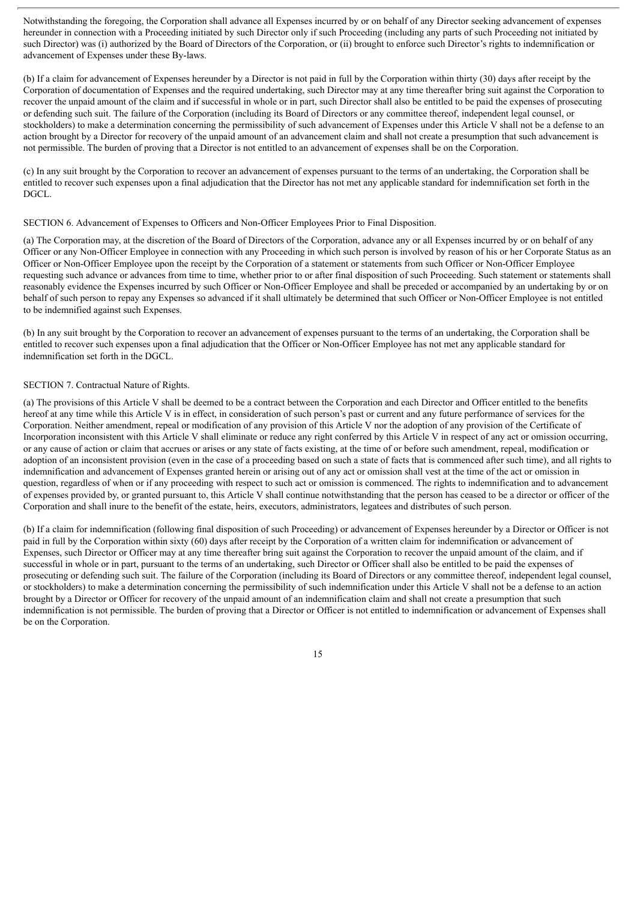Notwithstanding the foregoing, the Corporation shall advance all Expenses incurred by or on behalf of any Director seeking advancement of expenses hereunder in connection with a Proceeding initiated by such Director only if such Proceeding (including any parts of such Proceeding not initiated by such Director) was (i) authorized by the Board of Directors of the Corporation, or (ii) brought to enforce such Director's rights to indemnification or advancement of Expenses under these By-laws.

(b) If a claim for advancement of Expenses hereunder by a Director is not paid in full by the Corporation within thirty (30) days after receipt by the Corporation of documentation of Expenses and the required undertaking, such Director may at any time thereafter bring suit against the Corporation to recover the unpaid amount of the claim and if successful in whole or in part, such Director shall also be entitled to be paid the expenses of prosecuting or defending such suit. The failure of the Corporation (including its Board of Directors or any committee thereof, independent legal counsel, or stockholders) to make a determination concerning the permissibility of such advancement of Expenses under this Article V shall not be a defense to an action brought by a Director for recovery of the unpaid amount of an advancement claim and shall not create a presumption that such advancement is not permissible. The burden of proving that a Director is not entitled to an advancement of expenses shall be on the Corporation.

(c) In any suit brought by the Corporation to recover an advancement of expenses pursuant to the terms of an undertaking, the Corporation shall be entitled to recover such expenses upon a final adjudication that the Director has not met any applicable standard for indemnification set forth in the DGCL.

SECTION 6. Advancement of Expenses to Officers and Non-Officer Employees Prior to Final Disposition.

(a) The Corporation may, at the discretion of the Board of Directors of the Corporation, advance any or all Expenses incurred by or on behalf of any Officer or any Non-Officer Employee in connection with any Proceeding in which such person is involved by reason of his or her Corporate Status as an Officer or Non-Officer Employee upon the receipt by the Corporation of a statement or statements from such Officer or Non-Officer Employee requesting such advance or advances from time to time, whether prior to or after final disposition of such Proceeding. Such statement or statements shall reasonably evidence the Expenses incurred by such Officer or Non-Officer Employee and shall be preceded or accompanied by an undertaking by or on behalf of such person to repay any Expenses so advanced if it shall ultimately be determined that such Officer or Non-Officer Employee is not entitled to be indemnified against such Expenses.

(b) In any suit brought by the Corporation to recover an advancement of expenses pursuant to the terms of an undertaking, the Corporation shall be entitled to recover such expenses upon a final adjudication that the Officer or Non-Officer Employee has not met any applicable standard for indemnification set forth in the DGCL.

SECTION 7. Contractual Nature of Rights.

(a) The provisions of this Article V shall be deemed to be a contract between the Corporation and each Director and Officer entitled to the benefits hereof at any time while this Article V is in effect, in consideration of such person's past or current and any future performance of services for the Corporation. Neither amendment, repeal or modification of any provision of this Article V nor the adoption of any provision of the Certificate of Incorporation inconsistent with this Article V shall eliminate or reduce any right conferred by this Article V in respect of any act or omission occurring, or any cause of action or claim that accrues or arises or any state of facts existing, at the time of or before such amendment, repeal, modification or adoption of an inconsistent provision (even in the case of a proceeding based on such a state of facts that is commenced after such time), and all rights to indemnification and advancement of Expenses granted herein or arising out of any act or omission shall vest at the time of the act or omission in question, regardless of when or if any proceeding with respect to such act or omission is commenced. The rights to indemnification and to advancement of expenses provided by, or granted pursuant to, this Article V shall continue notwithstanding that the person has ceased to be a director or officer of the Corporation and shall inure to the benefit of the estate, heirs, executors, administrators, legatees and distributes of such person.

(b) If a claim for indemnification (following final disposition of such Proceeding) or advancement of Expenses hereunder by a Director or Officer is not paid in full by the Corporation within sixty (60) days after receipt by the Corporation of a written claim for indemnification or advancement of Expenses, such Director or Officer may at any time thereafter bring suit against the Corporation to recover the unpaid amount of the claim, and if successful in whole or in part, pursuant to the terms of an undertaking, such Director or Officer shall also be entitled to be paid the expenses of prosecuting or defending such suit. The failure of the Corporation (including its Board of Directors or any committee thereof, independent legal counsel, or stockholders) to make a determination concerning the permissibility of such indemnification under this Article V shall not be a defense to an action brought by a Director or Officer for recovery of the unpaid amount of an indemnification claim and shall not create a presumption that such indemnification is not permissible. The burden of proving that a Director or Officer is not entitled to indemnification or advancement of Expenses shall be on the Corporation.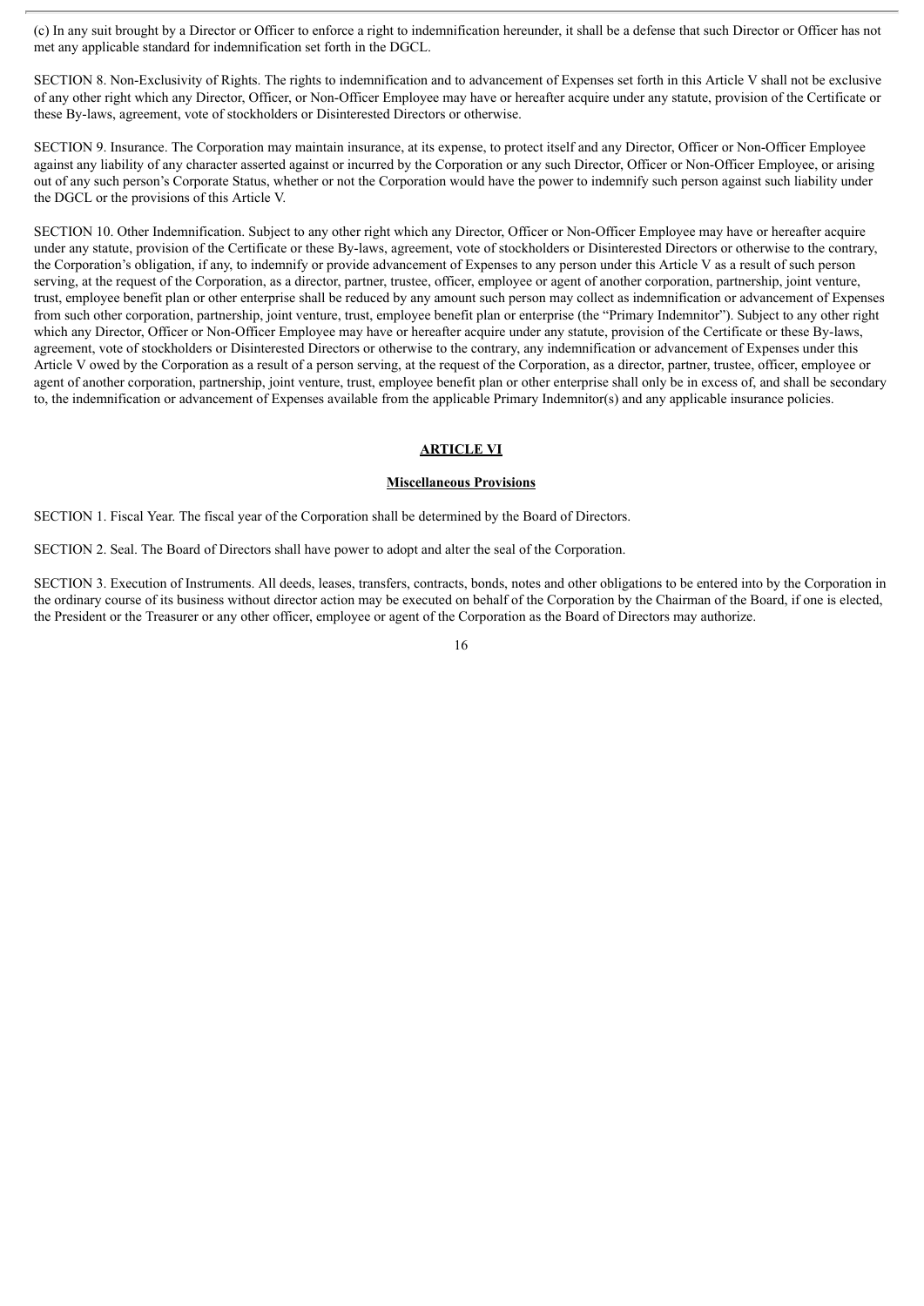(c) In any suit brought by a Director or Officer to enforce a right to indemnification hereunder, it shall be a defense that such Director or Officer has not met any applicable standard for indemnification set forth in the DGCL.

SECTION 8. Non-Exclusivity of Rights. The rights to indemnification and to advancement of Expenses set forth in this Article V shall not be exclusive of any other right which any Director, Officer, or Non-Officer Employee may have or hereafter acquire under any statute, provision of the Certificate or these By-laws, agreement, vote of stockholders or Disinterested Directors or otherwise.

SECTION 9. Insurance. The Corporation may maintain insurance, at its expense, to protect itself and any Director, Officer or Non-Officer Employee against any liability of any character asserted against or incurred by the Corporation or any such Director, Officer or Non-Officer Employee, or arising out of any such person's Corporate Status, whether or not the Corporation would have the power to indemnify such person against such liability under the DGCL or the provisions of this Article V.

SECTION 10. Other Indemnification. Subject to any other right which any Director, Officer or Non-Officer Employee may have or hereafter acquire under any statute, provision of the Certificate or these By-laws, agreement, vote of stockholders or Disinterested Directors or otherwise to the contrary, the Corporation's obligation, if any, to indemnify or provide advancement of Expenses to any person under this Article V as a result of such person serving, at the request of the Corporation, as a director, partner, trustee, officer, employee or agent of another corporation, partnership, joint venture, trust, employee benefit plan or other enterprise shall be reduced by any amount such person may collect as indemnification or advancement of Expenses from such other corporation, partnership, joint venture, trust, employee benefit plan or enterprise (the "Primary Indemnitor"). Subject to any other right which any Director, Officer or Non-Officer Employee may have or hereafter acquire under any statute, provision of the Certificate or these By-laws, agreement, vote of stockholders or Disinterested Directors or otherwise to the contrary, any indemnification or advancement of Expenses under this Article V owed by the Corporation as a result of a person serving, at the request of the Corporation, as a director, partner, trustee, officer, employee or agent of another corporation, partnership, joint venture, trust, employee benefit plan or other enterprise shall only be in excess of, and shall be secondary to, the indemnification or advancement of Expenses available from the applicable Primary Indemnitor(s) and any applicable insurance policies.

## ARTICLE VI

### Miscellaneous Provisions

SECTION 1. Fiscal Year. The fiscal year of the Corporation shall be determined by the Board of Directors.

SECTION 2. Seal. The Board of Directors shall have power to adopt and alter the seal of the Corporation.

SECTION 3. Execution of Instruments. All deeds, leases, transfers, contracts, bonds, notes and other obligations to be entered into by the Corporation in the ordinary course of its business without director action may be executed on behalf of the Corporation by the Chairman of the Board, if one is elected, the President or the Treasurer or any other officer, employee or agent of the Corporation as the Board of Directors may authorize.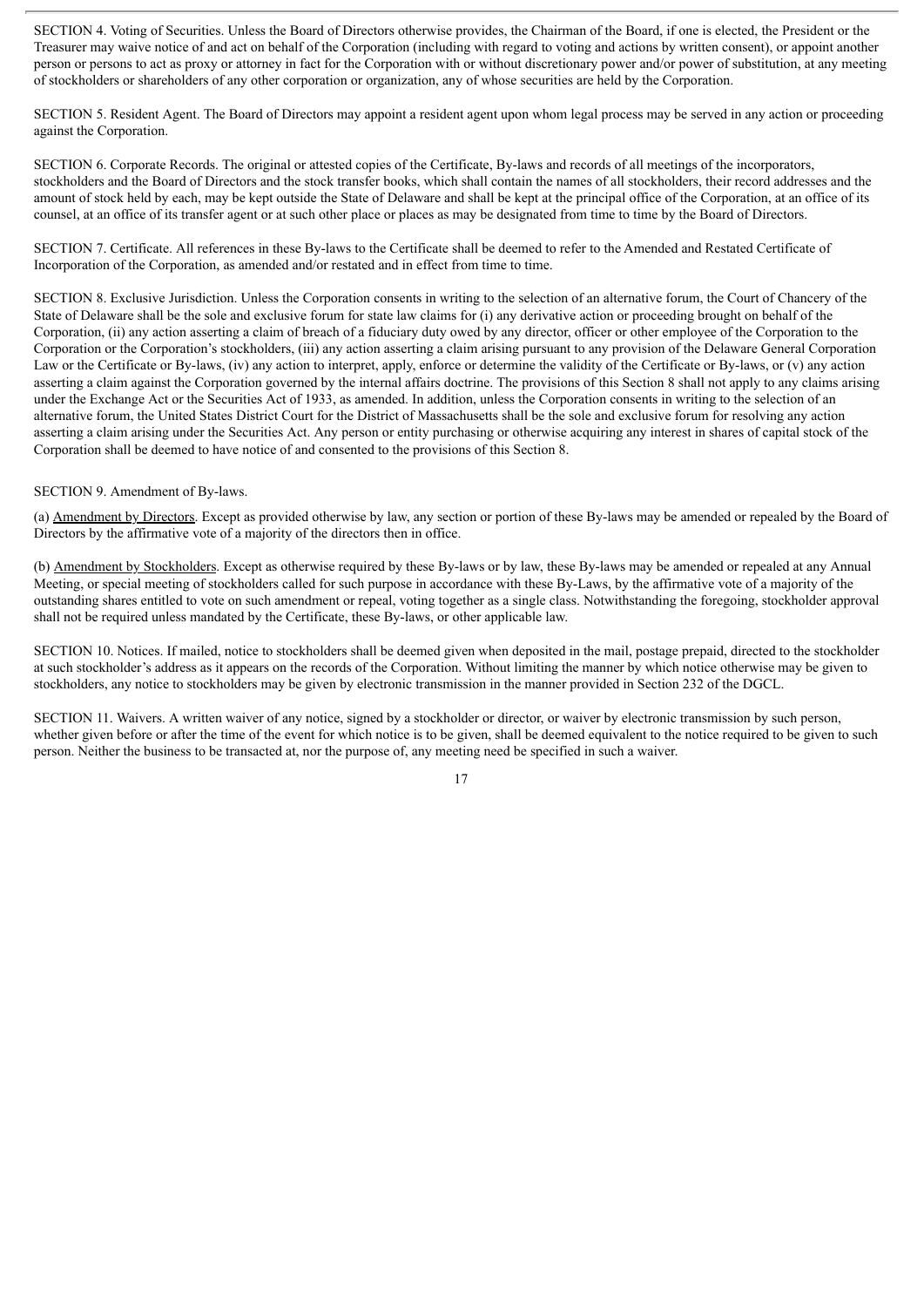SECTION 4. Voting of Securities. Unless the Board of Directors otherwise provides, the Chairman of the Board, if one is elected, the President or the Treasurer may waive notice of and act on behalf of the Corporation (including with regard to voting and actions by written consent), or appoint another person or persons to act as proxy or attorney in fact for the Corporation with or without discretionary power and/or power of substitution, at any meeting of stockholders or shareholders of any other corporation or organization, any of whose securities are held by the Corporation.

SECTION 5. Resident Agent. The Board of Directors may appoint a resident agent upon whom legal process may be served in any action or proceeding against the Corporation.

SECTION 6. Corporate Records. The original or attested copies of the Certificate, By-laws and records of all meetings of the incorporators, stockholders and the Board of Directors and the stock transfer books, which shall contain the names of all stockholders, their record addresses and the amount of stock held by each, may be kept outside the State of Delaware and shall be kept at the principal office of the Corporation, at an office of its counsel, at an office of its transfer agent or at such other place or places as may be designated from time to time by the Board of Directors.

SECTION 7. Certificate. All references in these By-laws to the Certificate shall be deemed to refer to the Amended and Restated Certificate of Incorporation of the Corporation, as amended and/or restated and in effect from time to time.

SECTION 8. Exclusive Jurisdiction. Unless the Corporation consents in writing to the selection of an alternative forum, the Court of Chancery of the State of Delaware shall be the sole and exclusive forum for state law claims for (i) any derivative action or proceeding brought on behalf of the Corporation, (ii) any action asserting a claim of breach of a fiduciary duty owed by any director, officer or other employee of the Corporation to the Corporation or the Corporation's stockholders, (iii) any action asserting a claim arising pursuant to any provision of the Delaware General Corporation Law or the Certificate or By-laws, (iv) any action to interpret, apply, enforce or determine the validity of the Certificate or By-laws, or (v) any action asserting a claim against the Corporation governed by the internal affairs doctrine. The provisions of this Section 8 shall not apply to any claims arising under the Exchange Act or the Securities Act of 1933, as amended. In addition, unless the Corporation consents in writing to the selection of an alternative forum, the United States District Court for the District of Massachusetts shall be the sole and exclusive forum for resolving any action asserting a claim arising under the Securities Act. Any person or entity purchasing or otherwise acquiring any interest in shares of capital stock of the Corporation shall be deemed to have notice of and consented to the provisions of this Section 8.

SECTION 9. Amendment of By-laws.

(a) Amendment by Directors. Except as provided otherwise by law, any section or portion of these By-laws may be amended or repealed by the Board of Directors by the affirmative vote of a majority of the directors then in office.

(b) Amendment by Stockholders. Except as otherwise required by these By-laws or by law, these By-laws may be amended or repealed at any Annual Meeting, or special meeting of stockholders called for such purpose in accordance with these By-Laws, by the affirmative vote of a majority of the outstanding shares entitled to vote on such amendment or repeal, voting together as a single class. Notwithstanding the foregoing, stockholder approval shall not be required unless mandated by the Certificate, these By-laws, or other applicable law.

SECTION 10. Notices. If mailed, notice to stockholders shall be deemed given when deposited in the mail, postage prepaid, directed to the stockholder at such stockholder's address as it appears on the records of the Corporation. Without limiting the manner by which notice otherwise may be given to stockholders, any notice to stockholders may be given by electronic transmission in the manner provided in Section 232 of the DGCL.

SECTION 11. Waivers. A written waiver of any notice, signed by a stockholder or director, or waiver by electronic transmission by such person, whether given before or after the time of the event for which notice is to be given, shall be deemed equivalent to the notice required to be given to such person. Neither the business to be transacted at, nor the purpose of, any meeting need be specified in such a waiver.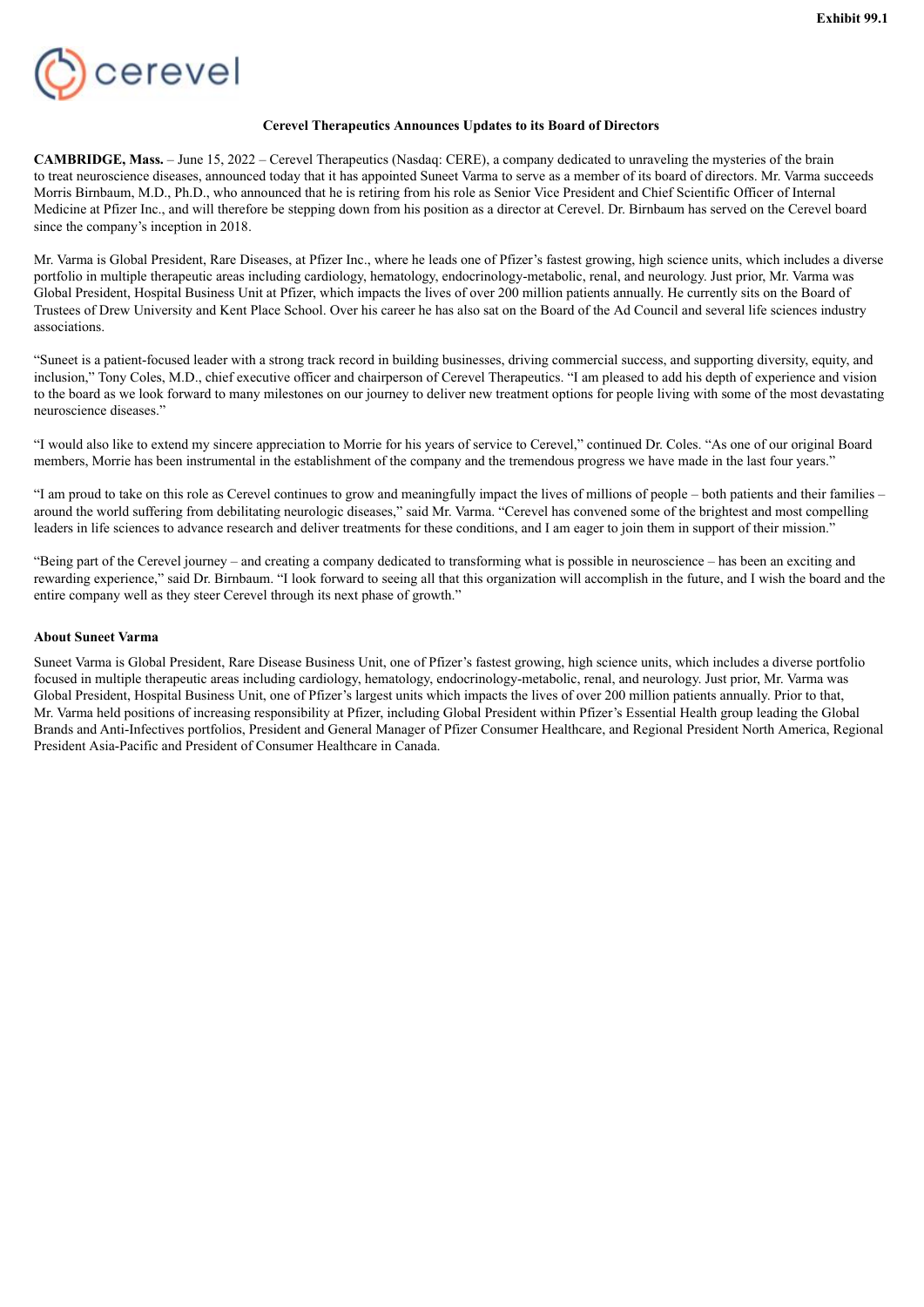Exhibit 99.1

cerevel

**Cerevel Therapeutics Announces Updates to its Board of Directors**

**CAMBRIDGE, Mass.** – June 15, 2022 – Cerevel Therapeutics (Nasdaq: CERE), a company dedicated to unraveling the mysteries of the brain to treat neuroscience diseases, announced today that it has appointed Suneet Varma to serve as a member of its board of directors. Mr. Varma succeeds Morris Birnbaum, M.D., Ph.D., who announced that he is retiring from his role as Senior Vice President and Chief Scientific Officer of Internal Medicine at Pfizer Inc., and will therefore be stepping down from his position as a director at Cerevel. Dr. Birnbaum has served on the Cerevel board since the company's inception in 2018.

Mr. Varma is Global President, Rare Diseases, at Pfizer Inc., where he leads one of Pfizer's fastest growing, high science units, which includes a diverse portfolio in multiple therapeutic areas including cardiology, hematology, endocrinology-metabolic, renal, and neurology. Just prior, Mr. Varma was Global President, Hospital Business Unit at Pfizer, which impacts the lives of over 200 million patients annually. He currently sits on the Board of Trustees of Drew University and Kent Place School. Over his career he has also sat on the Board of the Ad Council and several life sciences industry associations.

"Suneet is a patient-focused leader with a strong track record in building businesses, driving commercial success, and supporting diversity, equity, and inclusion," Tony Coles, M.D., chief executive officer and chairperson of Cerevel Therapeutics. "I am pleased to add his depth of experience and vision to the board as we look forward to many milestones on our journey to deliver new treatment options for people living with some of the most devastating neuroscience diseases."

"I would also like to extend my sincere appreciation to Morrie for his years of service to Cerevel," continued Dr. Coles. "As one of our original Board members, Morrie has been instrumental in the establishment of the company and the tremendous progress we have made in the last four years."

"I am proud to take on this role as Cerevel continues to grow and meaningfully impact the lives of millions of people – both patients and their families – around the world suffering from debilitating neurologic diseases," said Mr. Varma. "Cerevel has convened some of the brightest and most compelling leaders in life sciences to advance research and deliver treatments for these conditions, and I am eager to join them in support of their mission."

"Being part of the Cerevel journey – and creating a company dedicated to transforming what is possible in neuroscience – has been an exciting and rewarding experience," said Dr. Birnbaum. "I look forward to seeing all that this organization will accomplish in the future, and I wish the board and the entire company well as they steer Cerevel through its next phase of growth."

**About Suneet Varma**

Suneet Varma is Global President, Rare Disease Business Unit, one of Pfizer's fastest growing, high science units, which includes a diverse portfolio focused in multiple therapeutic areas including cardiology, hematology, endocrinology-metabolic, renal, and neurology. Just prior, Mr. Varma was Global President, Hospital Business Unit, one of Pfizer's largest units which impacts the lives of over 200 million patients annually. Prior to that, Mr. Varma held positions of increasing responsibility at Pfizer, including Global President within Pfizer's Essential Health group leading the Global Brands and Anti-Infectives portfolios, President and General Manager of Pfizer Consumer Healthcare, and Regional President North America, Regional President Asia-Pacific and President of Consumer Healthcare in Canada.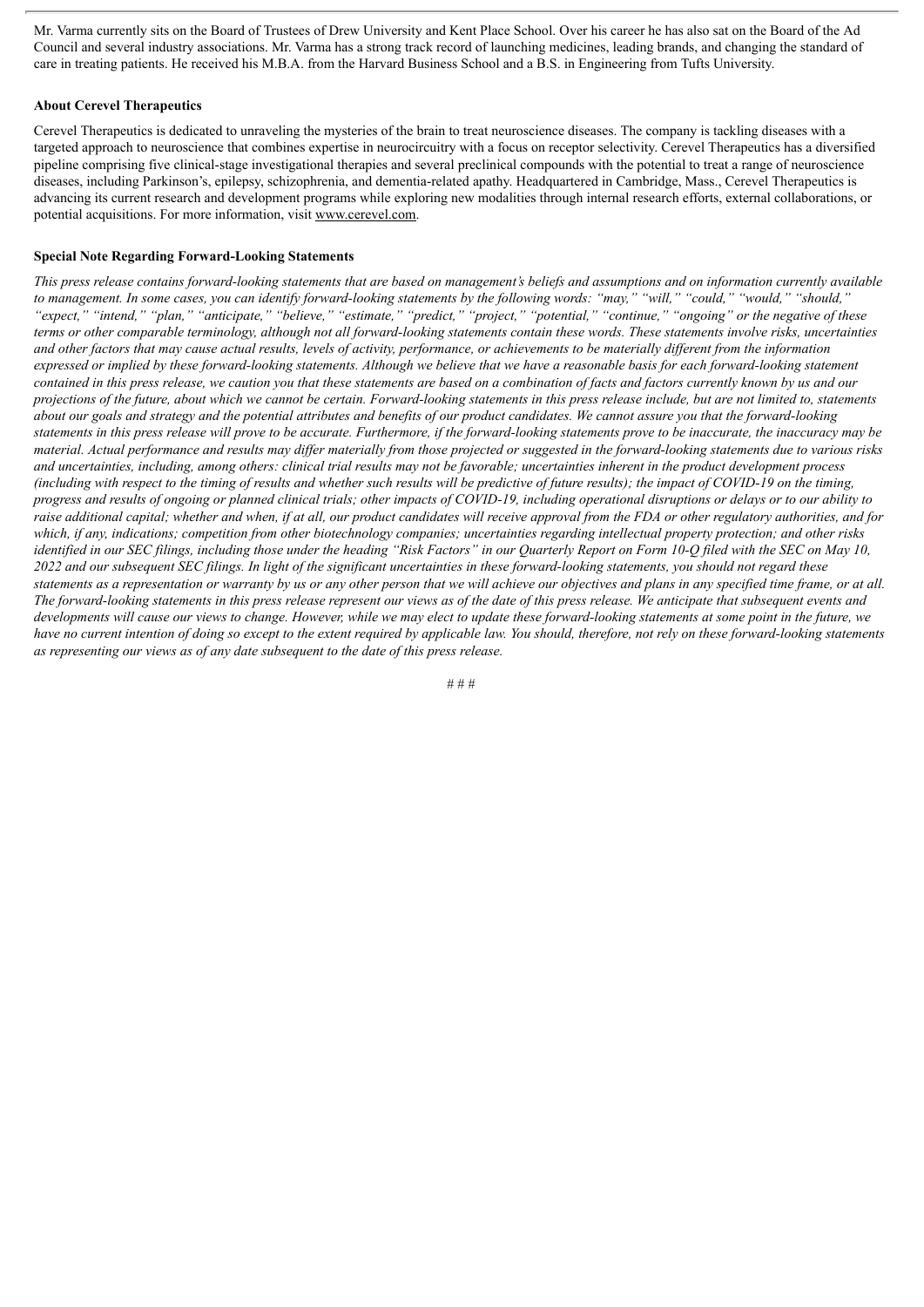Mr. Varma currently sits on the Board of Trustees of Drew University and Kent Place School. Over his career he has also sat on the Board of the Ad Council and several industry associations. Mr. Varma has a strong track record of launching medicines, leading brands, and changing the standard of care in treating patients. He received his M.B.A. from the Harvard Business School and a B.S. in Engineering from Tufts University.

**About Cerevel Therapeutics**

Cerevel Therapeutics is dedicated to unraveling the mysteries of the brain to treat neuroscience diseases. The company is tackling diseases with a targeted approach to neuroscience that combines expertise in neurocircuitry with a focus on receptor selectivity. Cerevel Therapeutics has a diversified pipeline comprising five clinical-stage investigational therapies and several preclinical compounds with the potential to treat a range of neuroscience diseases, including Parkinson's, epilepsy, schizophrenia, and dementia-related apathy. Headquartered in Cambridge, Mass., Cerevel Therapeutics is advancing its current research and development programs while exploring new modalities through internal research efforts, external collaborations, or potential acquisitions. For more information, visit www.cerevel.com.

**Special Note Regarding Forward-Looking Statements**

*This press release contains forward-looking statements that are based on management's beliefs and assumptions and on information currently available to management. In some cases, you can identify forward-looking statements by the following words: "may," "will," "could," "would," "should," "expect," "intend," "plan," "anticipate," "believe," "estimate," "predict," "project," "potential," "continue," "ongoing" or the negative of these terms or other comparable terminology, although not all forward-looking statements contain these words. These statements involve risks, uncertainties and other factors that may cause actual results, levels of activity, performance, or achievements to be materially different from the information expressed or implied by these forward-looking statements. Although we believe that we have a reasonable basis for each forward-looking statement contained in this press release, we caution you that these statements are based on a combination of facts and factors currently known by us and our projections of the future, about which we cannot be certain. Forward-looking statements in this press release include, but are not limited to, statements about our goals and strategy and the potential attributes and benefits of our product candidates. We cannot assure you that the forward-looking statements in this press release will prove to be accurate. Furthermore, if the forward-looking statements prove to be inaccurate, the inaccuracy may be material. Actual performance and results may differ materially from those projected or suggested in the forward-looking statements due to various risks and uncertainties, including, among others: clinical trial results may not be favorable; uncertainties inherent in the product development process (including with respect to the timing of results and whether such results will be predictive of future results); the impact of COVID-19 on the timing, progress and results of ongoing or planned clinical trials; other impacts of COVID-19, including operational disruptions or delays or to our ability to raise additional capital; whether and when, if at all, our product candidates will receive approval from the FDA or other regulatory authorities, and for which, if any, indications; competition from other biotechnology companies; uncertainties regarding intellectual property protection; and other risks identified in our SEC filings, including those under the heading "Risk Factors" in our Quarterly Report on Form 10-Q filed with the SEC on May 10, 2022 and our subsequent SEC filings. In light of the significant uncertainties in these forward-looking statements, you should not regard these statements as a representation or warranty by us or any other person that we will achieve our objectives and plans in any specified time frame, or at all. The forward-looking statements in this press release represent our views as of the date of this press release. We anticipate that subsequent events and developments will cause our views to change. However, while we may elect to update these forward-looking statements at some point in the future, we have no current intention of doing so except to the extent required by applicable law. You should, therefore, not rely on these forward-looking statements as representing our views as of any date subsequent to the date of this press release.*

# # #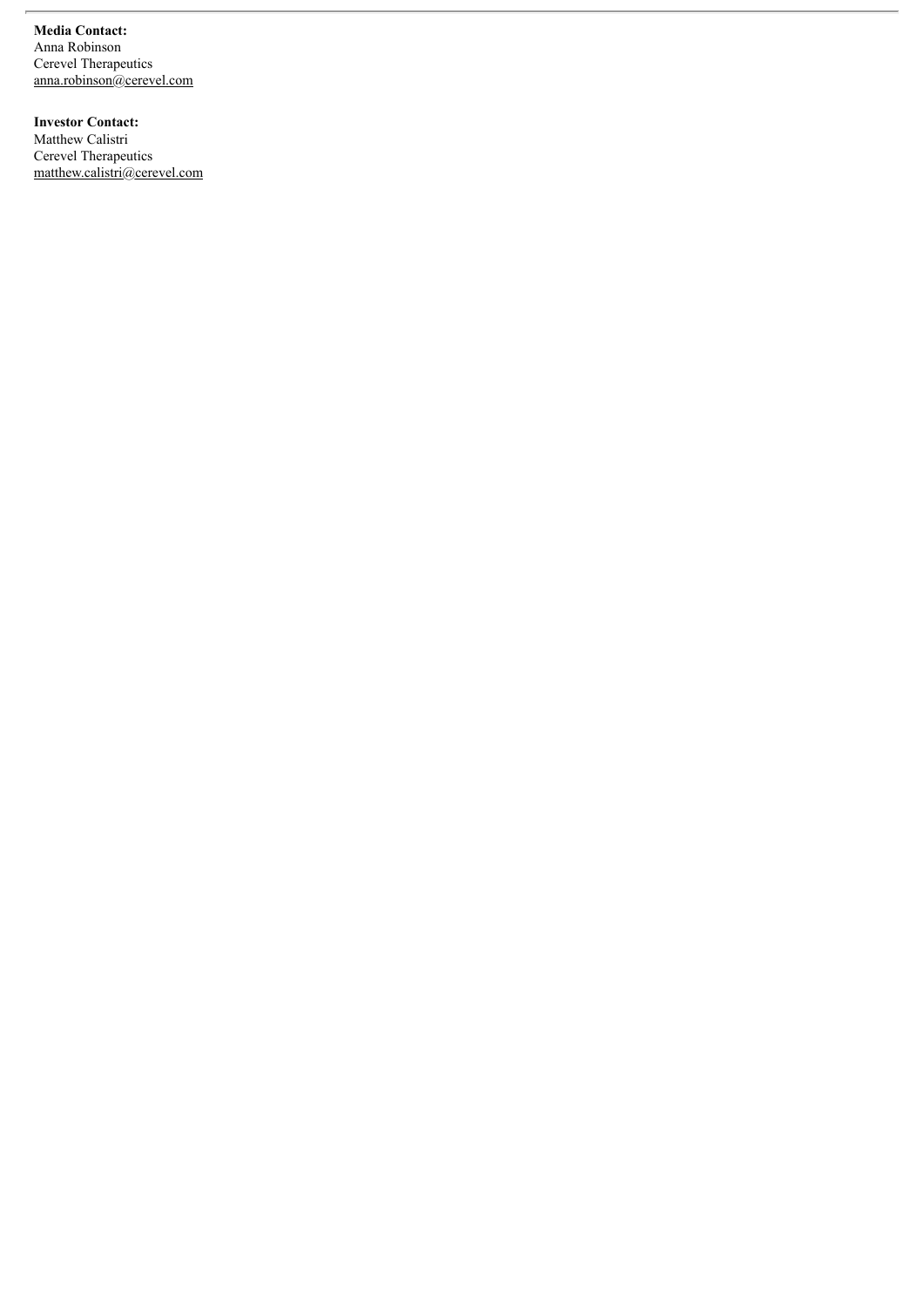**Media Contact:**
Anna Robinson
Cerevel Therapeutics
anna.robinson@cerevel.com

**Investor Contact:**
Matthew Calistri
Cerevel Therapeutics
matthew.calistri@cerevel.com